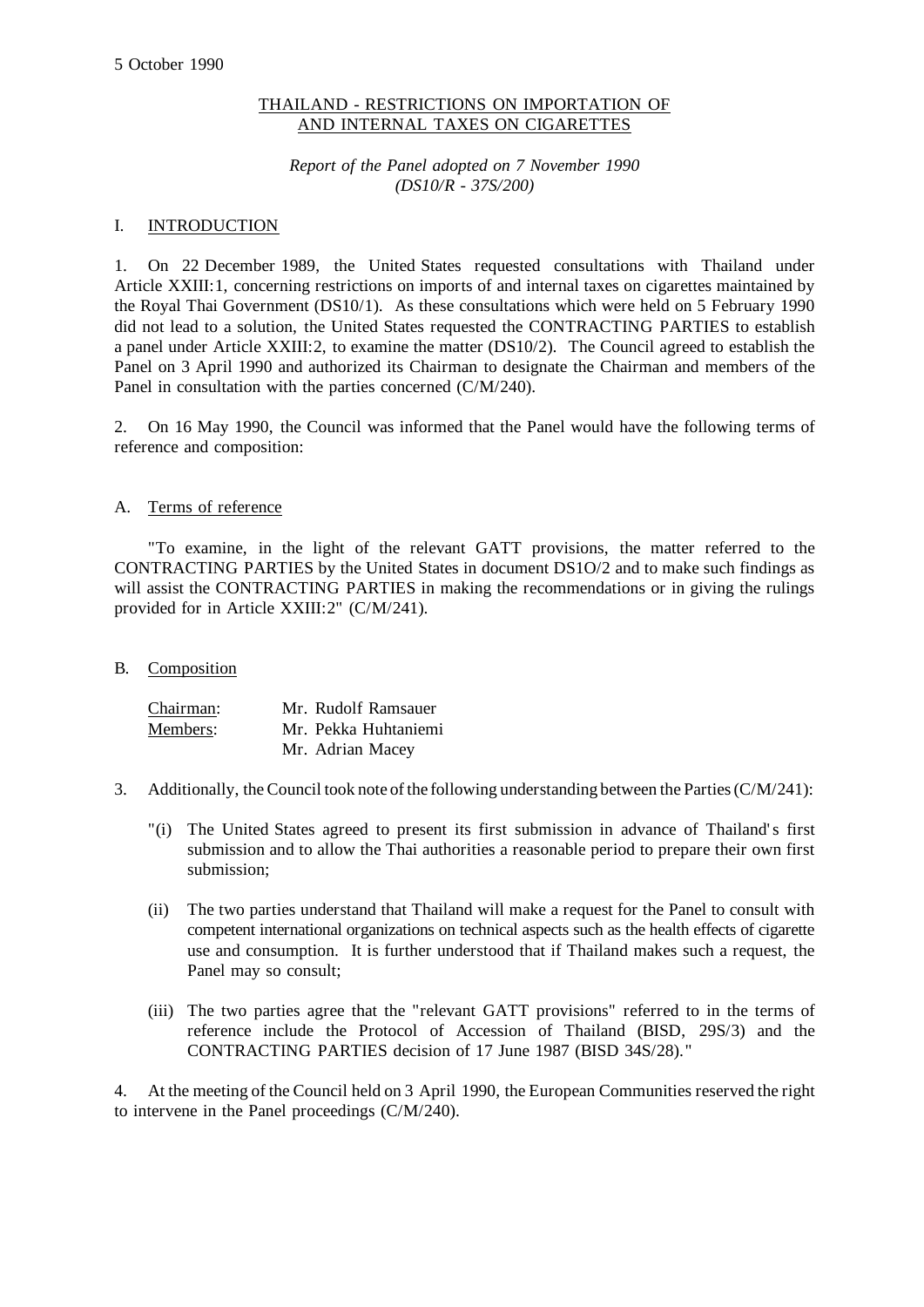5 October 1990

# THAILAND - RESTRICTIONS ON IMPORTATION OF AND INTERNAL TAXES ON CIGARETTES

*Report of the Panel adopted on 7 November 1990*
*(DS10/R - 37S/200)*

## I. INTRODUCTION

1. On 22 December 1989, the United States requested consultations with Thailand under Article XXIII:1, concerning restrictions on imports of and internal taxes on cigarettes maintained by the Royal Thai Government (DS10/1). As these consultations which were held on 5 February 1990 did not lead to a solution, the United States requested the CONTRACTING PARTIES to establish a panel under Article XXIII:2, to examine the matter (DS10/2). The Council agreed to establish the Panel on 3 April 1990 and authorized its Chairman to designate the Chairman and members of the Panel in consultation with the parties concerned (C/M/240).

2. On 16 May 1990, the Council was informed that the Panel would have the following terms of reference and composition:

### A. Terms of reference

"To examine, in the light of the relevant GATT provisions, the matter referred to the CONTRACTING PARTIES by the United States in document DS1O/2 and to make such findings as will assist the CONTRACTING PARTIES in making the recommendations or in giving the rulings provided for in Article XXIII:2" (C/M/241).

### B. Composition

| | |
|---|---|
| Chairman: | Mr. Rudolf Ramsauer |
| Members: | Mr. Pekka Huhtaniemi |
| | Mr. Adrian Macey |

3. Additionally, the Council took note of the following understanding between the Parties (C/M/241):

"(i) The United States agreed to present its first submission in advance of Thailand's first submission and to allow the Thai authorities a reasonable period to prepare their own first submission;

(ii) The two parties understand that Thailand will make a request for the Panel to consult with competent international organizations on technical aspects such as the health effects of cigarette use and consumption. It is further understood that if Thailand makes such a request, the Panel may so consult;

(iii) The two parties agree that the "relevant GATT provisions" referred to in the terms of reference include the Protocol of Accession of Thailand (BISD, 29S/3) and the CONTRACTING PARTIES decision of 17 June 1987 (BISD 34S/28)."

4. At the meeting of the Council held on 3 April 1990, the European Communities reserved the right to intervene in the Panel proceedings (C/M/240).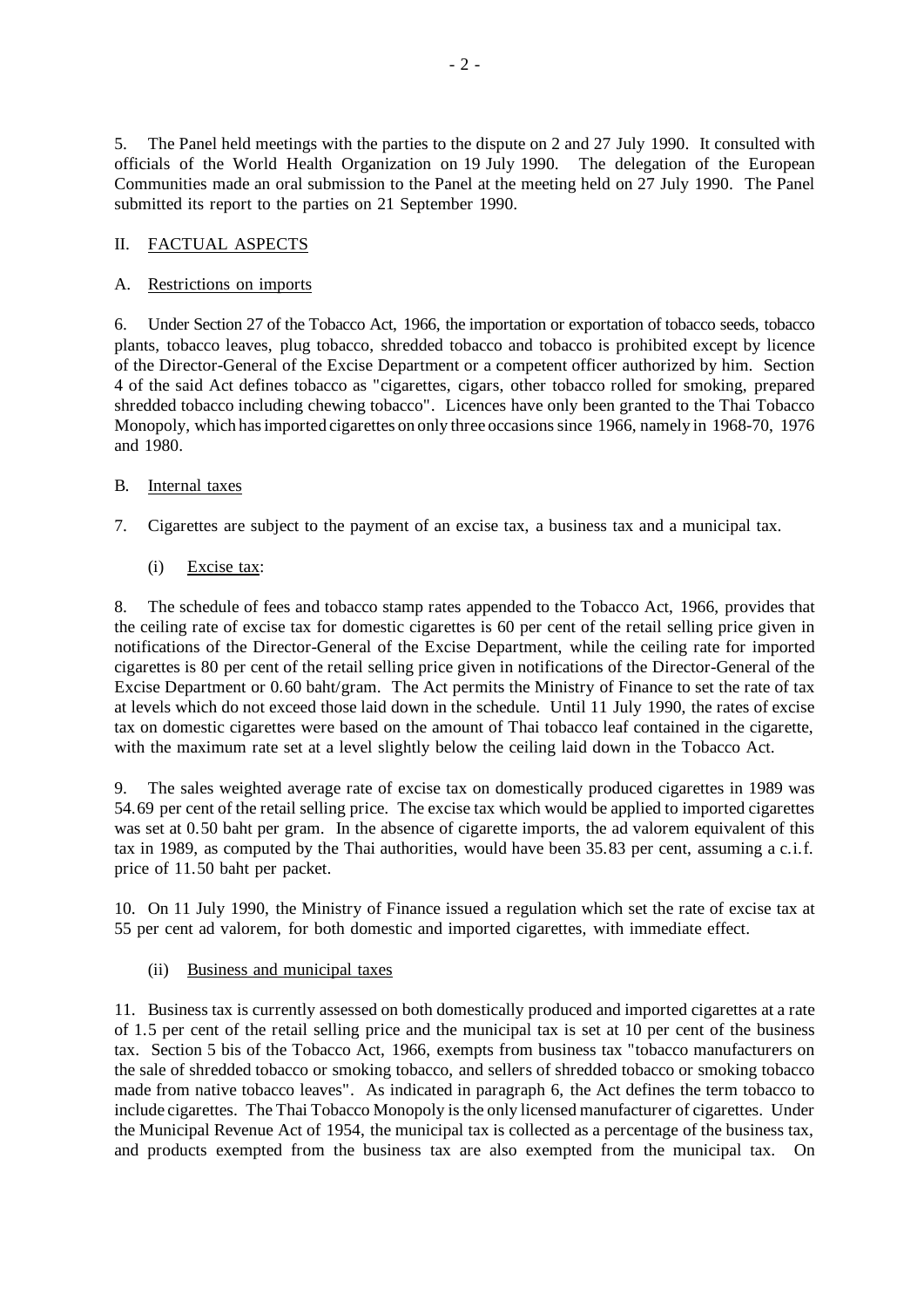5. The Panel held meetings with the parties to the dispute on 2 and 27 July 1990. It consulted with officials of the World Health Organization on 19 July 1990. The delegation of the European Communities made an oral submission to the Panel at the meeting held on 27 July 1990. The Panel submitted its report to the parties on 21 September 1990.

## II. FACTUAL ASPECTS

### A. Restrictions on imports

6. Under Section 27 of the Tobacco Act, 1966, the importation or exportation of tobacco seeds, tobacco plants, tobacco leaves, plug tobacco, shredded tobacco and tobacco is prohibited except by licence of the Director-General of the Excise Department or a competent officer authorized by him. Section 4 of the said Act defines tobacco as "cigarettes, cigars, other tobacco rolled for smoking, prepared shredded tobacco including chewing tobacco". Licences have only been granted to the Thai Tobacco Monopoly, which has imported cigarettes on only three occasions since 1966, namely in 1968-70, 1976 and 1980.

### B. Internal taxes

7. Cigarettes are subject to the payment of an excise tax, a business tax and a municipal tax.

#### (i) Excise tax:

8. The schedule of fees and tobacco stamp rates appended to the Tobacco Act, 1966, provides that the ceiling rate of excise tax for domestic cigarettes is 60 per cent of the retail selling price given in notifications of the Director-General of the Excise Department, while the ceiling rate for imported cigarettes is 80 per cent of the retail selling price given in notifications of the Director-General of the Excise Department or 0.60 baht/gram. The Act permits the Ministry of Finance to set the rate of tax at levels which do not exceed those laid down in the schedule. Until 11 July 1990, the rates of excise tax on domestic cigarettes were based on the amount of Thai tobacco leaf contained in the cigarette, with the maximum rate set at a level slightly below the ceiling laid down in the Tobacco Act.

9. The sales weighted average rate of excise tax on domestically produced cigarettes in 1989 was 54.69 per cent of the retail selling price. The excise tax which would be applied to imported cigarettes was set at 0.50 baht per gram. In the absence of cigarette imports, the ad valorem equivalent of this tax in 1989, as computed by the Thai authorities, would have been 35.83 per cent, assuming a c.i.f. price of 11.50 baht per packet.

10. On 11 July 1990, the Ministry of Finance issued a regulation which set the rate of excise tax at 55 per cent ad valorem, for both domestic and imported cigarettes, with immediate effect.

#### (ii) Business and municipal taxes

11. Business tax is currently assessed on both domestically produced and imported cigarettes at a rate of 1.5 per cent of the retail selling price and the municipal tax is set at 10 per cent of the business tax. Section 5 bis of the Tobacco Act, 1966, exempts from business tax "tobacco manufacturers on the sale of shredded tobacco or smoking tobacco, and sellers of shredded tobacco or smoking tobacco made from native tobacco leaves". As indicated in paragraph 6, the Act defines the term tobacco to include cigarettes. The Thai Tobacco Monopoly is the only licensed manufacturer of cigarettes. Under the Municipal Revenue Act of 1954, the municipal tax is collected as a percentage of the business tax, and products exempted from the business tax are also exempted from the municipal tax. On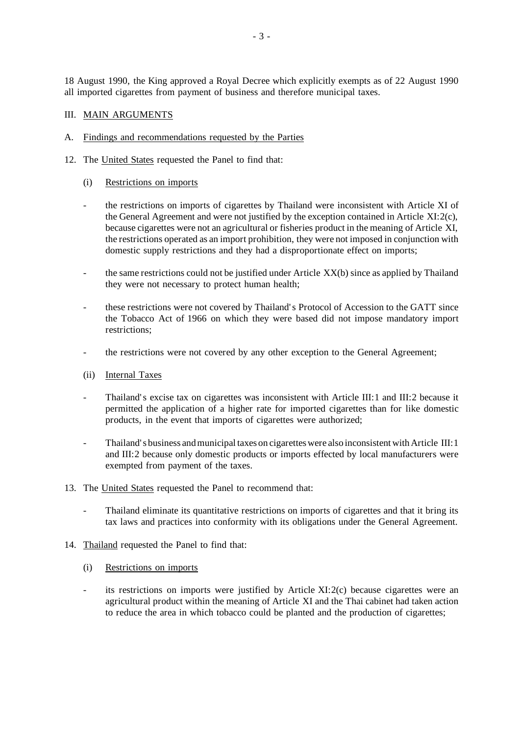18 August 1990, the King approved a Royal Decree which explicitly exempts as of 22 August 1990 all imported cigarettes from payment of business and therefore municipal taxes.

## III. MAIN ARGUMENTS

### A. Findings and recommendations requested by the Parties

12. The United States requested the Panel to find that:

    (i) Restrictions on imports

    - the restrictions on imports of cigarettes by Thailand were inconsistent with Article XI of the General Agreement and were not justified by the exception contained in Article XI:2(c), because cigarettes were not an agricultural or fisheries product in the meaning of Article XI, the restrictions operated as an import prohibition, they were not imposed in conjunction with domestic supply restrictions and they had a disproportionate effect on imports;

    - the same restrictions could not be justified under Article XX(b) since as applied by Thailand they were not necessary to protect human health;

    - these restrictions were not covered by Thailand's Protocol of Accession to the GATT since the Tobacco Act of 1966 on which they were based did not impose mandatory import restrictions;

    - the restrictions were not covered by any other exception to the General Agreement;

    (ii) Internal Taxes

    - Thailand's excise tax on cigarettes was inconsistent with Article III:1 and III:2 because it permitted the application of a higher rate for imported cigarettes than for like domestic products, in the event that imports of cigarettes were authorized;

    - Thailand's business and municipal taxes on cigarettes were also inconsistent with Article III:1 and III:2 because only domestic products or imports effected by local manufacturers were exempted from payment of the taxes.

13. The United States requested the Panel to recommend that:

    - Thailand eliminate its quantitative restrictions on imports of cigarettes and that it bring its tax laws and practices into conformity with its obligations under the General Agreement.

14. Thailand requested the Panel to find that:

    (i) Restrictions on imports

    - its restrictions on imports were justified by Article XI:2(c) because cigarettes were an agricultural product within the meaning of Article XI and the Thai cabinet had taken action to reduce the area in which tobacco could be planted and the production of cigarettes;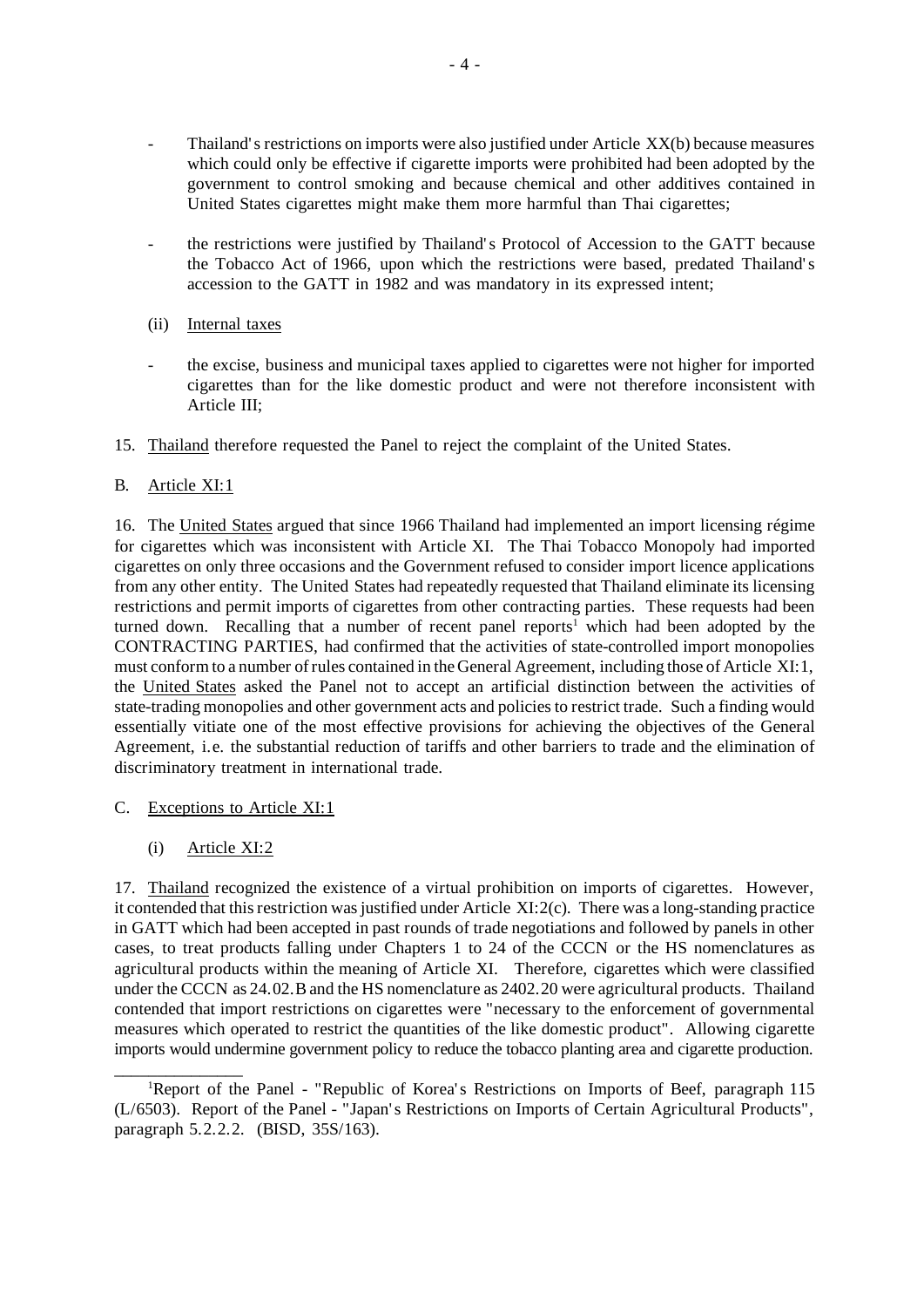- Thailand's restrictions on imports were also justified under Article XX(b) because measures which could only be effective if cigarette imports were prohibited had been adopted by the government to control smoking and because chemical and other additives contained in United States cigarettes might make them more harmful than Thai cigarettes;

- the restrictions were justified by Thailand's Protocol of Accession to the GATT because the Tobacco Act of 1966, upon which the restrictions were based, predated Thailand's accession to the GATT in 1982 and was mandatory in its expressed intent;

(ii) Internal taxes

- the excise, business and municipal taxes applied to cigarettes were not higher for imported cigarettes than for the like domestic product and were not therefore inconsistent with Article III;

15. Thailand therefore requested the Panel to reject the complaint of the United States.

B. Article XI:1

16. The United States argued that since 1966 Thailand had implemented an import licensing régime for cigarettes which was inconsistent with Article XI. The Thai Tobacco Monopoly had imported cigarettes on only three occasions and the Government refused to consider import licence applications from any other entity. The United States had repeatedly requested that Thailand eliminate its licensing restrictions and permit imports of cigarettes from other contracting parties. These requests had been turned down. Recalling that a number of recent panel reports[1] which had been adopted by the CONTRACTING PARTIES, had confirmed that the activities of state-controlled import monopolies must conform to a number of rules contained in the General Agreement, including those of Article XI:1, the United States asked the Panel not to accept an artificial distinction between the activities of state-trading monopolies and other government acts and policies to restrict trade. Such a finding would essentially vitiate one of the most effective provisions for achieving the objectives of the General Agreement, i.e. the substantial reduction of tariffs and other barriers to trade and the elimination of discriminatory treatment in international trade.

C. Exceptions to Article XI:1

(i) Article XI:2

17. Thailand recognized the existence of a virtual prohibition on imports of cigarettes. However, it contended that this restriction was justified under Article XI:2(c). There was a long-standing practice in GATT which had been accepted in past rounds of trade negotiations and followed by panels in other cases, to treat products falling under Chapters 1 to 24 of the CCCN or the HS nomenclatures as agricultural products within the meaning of Article XI. Therefore, cigarettes which were classified under the CCCN as 24.02.B and the HS nomenclature as 2402.20 were agricultural products. Thailand contended that import restrictions on cigarettes were "necessary to the enforcement of governmental measures which operated to restrict the quantities of the like domestic product". Allowing cigarette imports would undermine government policy to reduce the tobacco planting area and cigarette production.

---

[1]Report of the Panel - "Republic of Korea's Restrictions on Imports of Beef, paragraph 115 (L/6503). Report of the Panel - "Japan's Restrictions on Imports of Certain Agricultural Products", paragraph 5.2.2.2. (BISD, 35S/163).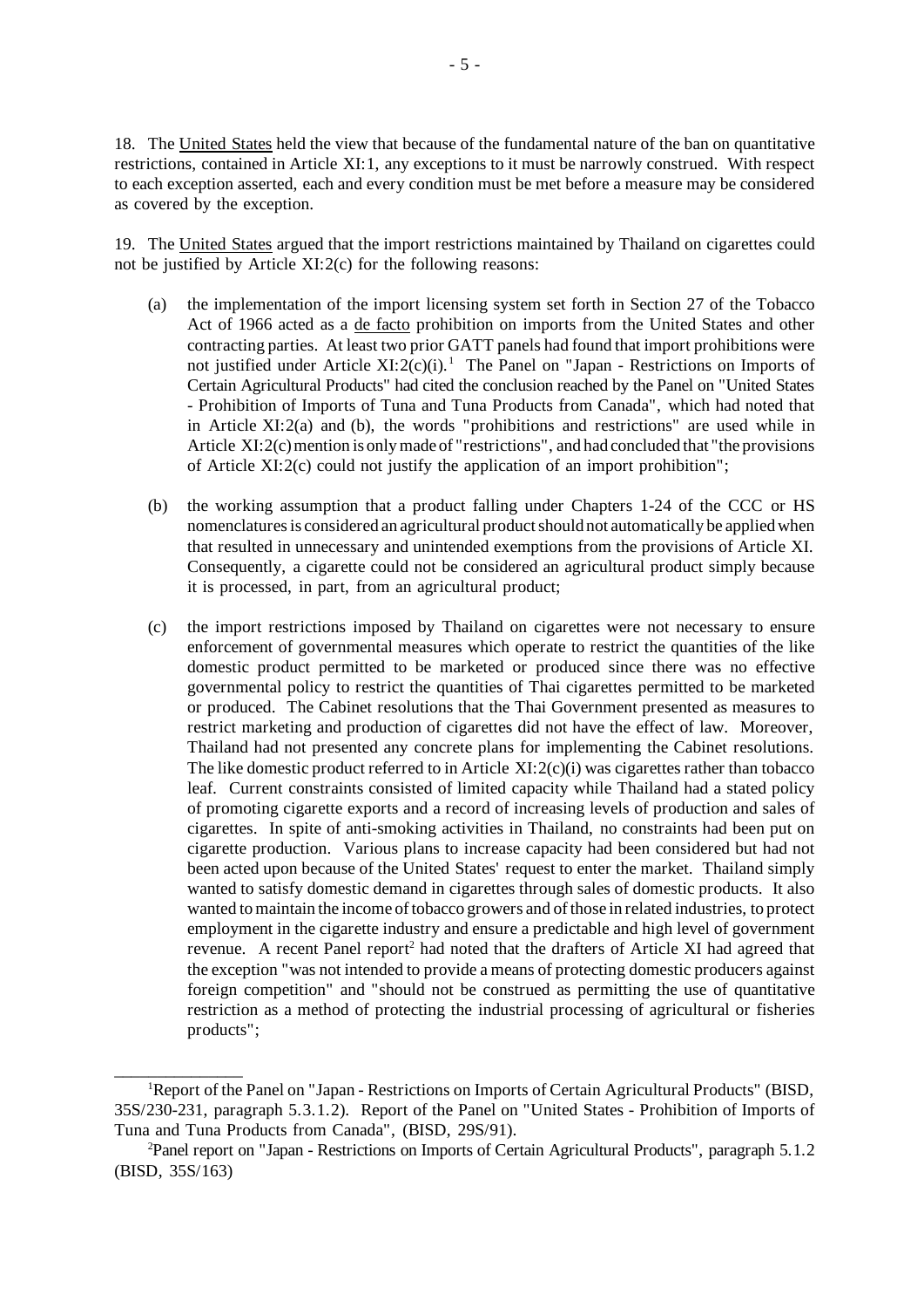18. The United States held the view that because of the fundamental nature of the ban on quantitative restrictions, contained in Article XI:1, any exceptions to it must be narrowly construed. With respect to each exception asserted, each and every condition must be met before a measure may be considered as covered by the exception.

19. The United States argued that the import restrictions maintained by Thailand on cigarettes could not be justified by Article XI:2(c) for the following reasons:

(a) the implementation of the import licensing system set forth in Section 27 of the Tobacco Act of 1966 acted as a de facto prohibition on imports from the United States and other contracting parties. At least two prior GATT panels had found that import prohibitions were not justified under Article XI:2(c)(i).[1] The Panel on "Japan - Restrictions on Imports of Certain Agricultural Products" had cited the conclusion reached by the Panel on "United States - Prohibition of Imports of Tuna and Tuna Products from Canada", which had noted that in Article XI:2(a) and (b), the words "prohibitions and restrictions" are used while in Article XI:2(c) mention is only made of "restrictions", and had concluded that "the provisions of Article XI:2(c) could not justify the application of an import prohibition";

(b) the working assumption that a product falling under Chapters 1-24 of the CCC or HS nomenclatures is considered an agricultural product should not automatically be applied when that resulted in unnecessary and unintended exemptions from the provisions of Article XI. Consequently, a cigarette could not be considered an agricultural product simply because it is processed, in part, from an agricultural product;

(c) the import restrictions imposed by Thailand on cigarettes were not necessary to ensure enforcement of governmental measures which operate to restrict the quantities of the like domestic product permitted to be marketed or produced since there was no effective governmental policy to restrict the quantities of Thai cigarettes permitted to be marketed or produced. The Cabinet resolutions that the Thai Government presented as measures to restrict marketing and production of cigarettes did not have the effect of law. Moreover, Thailand had not presented any concrete plans for implementing the Cabinet resolutions. The like domestic product referred to in Article XI:2(c)(i) was cigarettes rather than tobacco leaf. Current constraints consisted of limited capacity while Thailand had a stated policy of promoting cigarette exports and a record of increasing levels of production and sales of cigarettes. In spite of anti-smoking activities in Thailand, no constraints had been put on cigarette production. Various plans to increase capacity had been considered but had not been acted upon because of the United States' request to enter the market. Thailand simply wanted to satisfy domestic demand in cigarettes through sales of domestic products. It also wanted to maintain the income of tobacco growers and of those in related industries, to protect employment in the cigarette industry and ensure a predictable and high level of government revenue. A recent Panel report[2] had noted that the drafters of Article XI had agreed that the exception "was not intended to provide a means of protecting domestic producers against foreign competition" and "should not be construed as permitting the use of quantitative restriction as a method of protecting the industrial processing of agricultural or fisheries products";

---

[1] Report of the Panel on "Japan - Restrictions on Imports of Certain Agricultural Products" (BISD, 35S/230-231, paragraph 5.3.1.2). Report of the Panel on "United States - Prohibition of Imports of Tuna and Tuna Products from Canada", (BISD, 29S/91).

[2] Panel report on "Japan - Restrictions on Imports of Certain Agricultural Products", paragraph 5.1.2 (BISD, 35S/163)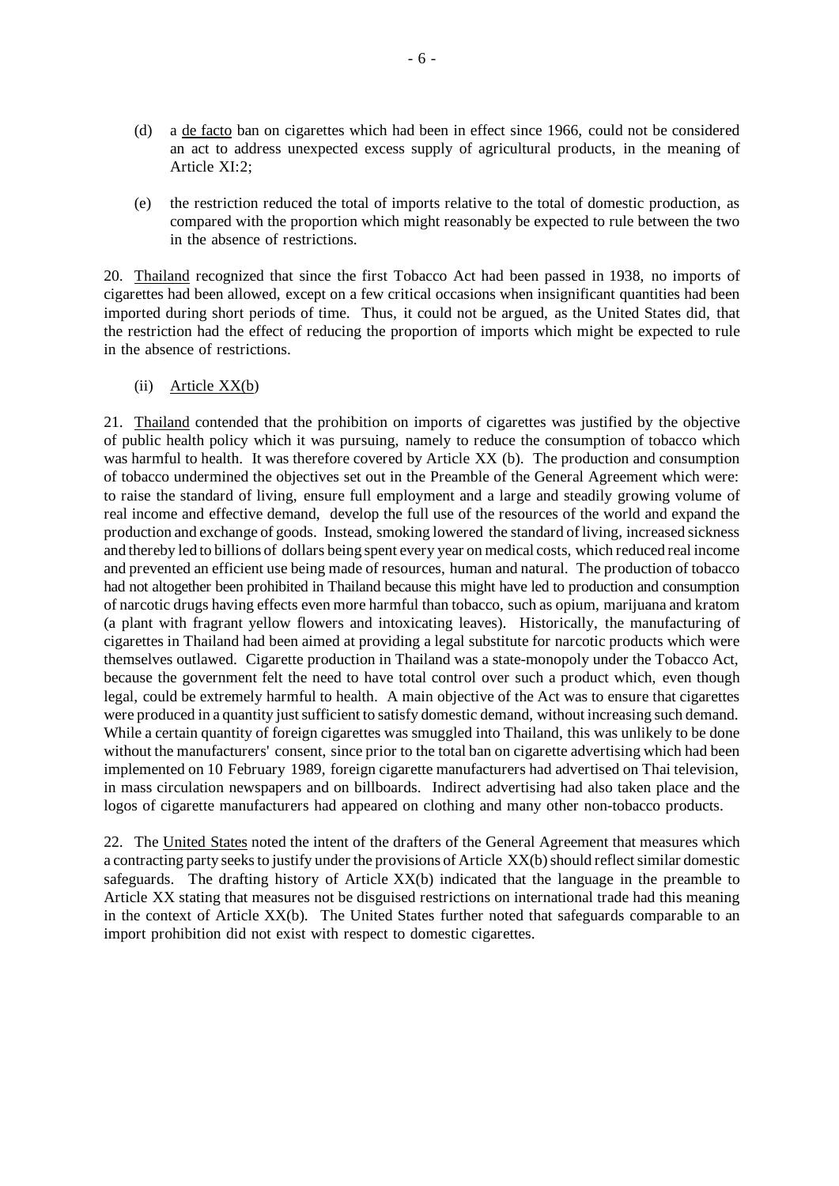(d) a de facto ban on cigarettes which had been in effect since 1966, could not be considered an act to address unexpected excess supply of agricultural products, in the meaning of Article XI:2;

(e) the restriction reduced the total of imports relative to the total of domestic production, as compared with the proportion which might reasonably be expected to rule between the two in the absence of restrictions.

20. Thailand recognized that since the first Tobacco Act had been passed in 1938, no imports of cigarettes had been allowed, except on a few critical occasions when insignificant quantities had been imported during short periods of time. Thus, it could not be argued, as the United States did, that the restriction had the effect of reducing the proportion of imports which might be expected to rule in the absence of restrictions.

(ii) Article XX(b)

21. Thailand contended that the prohibition on imports of cigarettes was justified by the objective of public health policy which it was pursuing, namely to reduce the consumption of tobacco which was harmful to health. It was therefore covered by Article XX (b). The production and consumption of tobacco undermined the objectives set out in the Preamble of the General Agreement which were: to raise the standard of living, ensure full employment and a large and steadily growing volume of real income and effective demand, develop the full use of the resources of the world and expand the production and exchange of goods. Instead, smoking lowered the standard of living, increased sickness and thereby led to billions of dollars being spent every year on medical costs, which reduced real income and prevented an efficient use being made of resources, human and natural. The production of tobacco had not altogether been prohibited in Thailand because this might have led to production and consumption of narcotic drugs having effects even more harmful than tobacco, such as opium, marijuana and kratom (a plant with fragrant yellow flowers and intoxicating leaves). Historically, the manufacturing of cigarettes in Thailand had been aimed at providing a legal substitute for narcotic products which were themselves outlawed. Cigarette production in Thailand was a state-monopoly under the Tobacco Act, because the government felt the need to have total control over such a product which, even though legal, could be extremely harmful to health. A main objective of the Act was to ensure that cigarettes were produced in a quantity just sufficient to satisfy domestic demand, without increasing such demand. While a certain quantity of foreign cigarettes was smuggled into Thailand, this was unlikely to be done without the manufacturers' consent, since prior to the total ban on cigarette advertising which had been implemented on 10 February 1989, foreign cigarette manufacturers had advertised on Thai television, in mass circulation newspapers and on billboards. Indirect advertising had also taken place and the logos of cigarette manufacturers had appeared on clothing and many other non-tobacco products.

22. The United States noted the intent of the drafters of the General Agreement that measures which a contracting party seeks to justify under the provisions of Article XX(b) should reflect similar domestic safeguards. The drafting history of Article XX(b) indicated that the language in the preamble to Article XX stating that measures not be disguised restrictions on international trade had this meaning in the context of Article XX(b). The United States further noted that safeguards comparable to an import prohibition did not exist with respect to domestic cigarettes.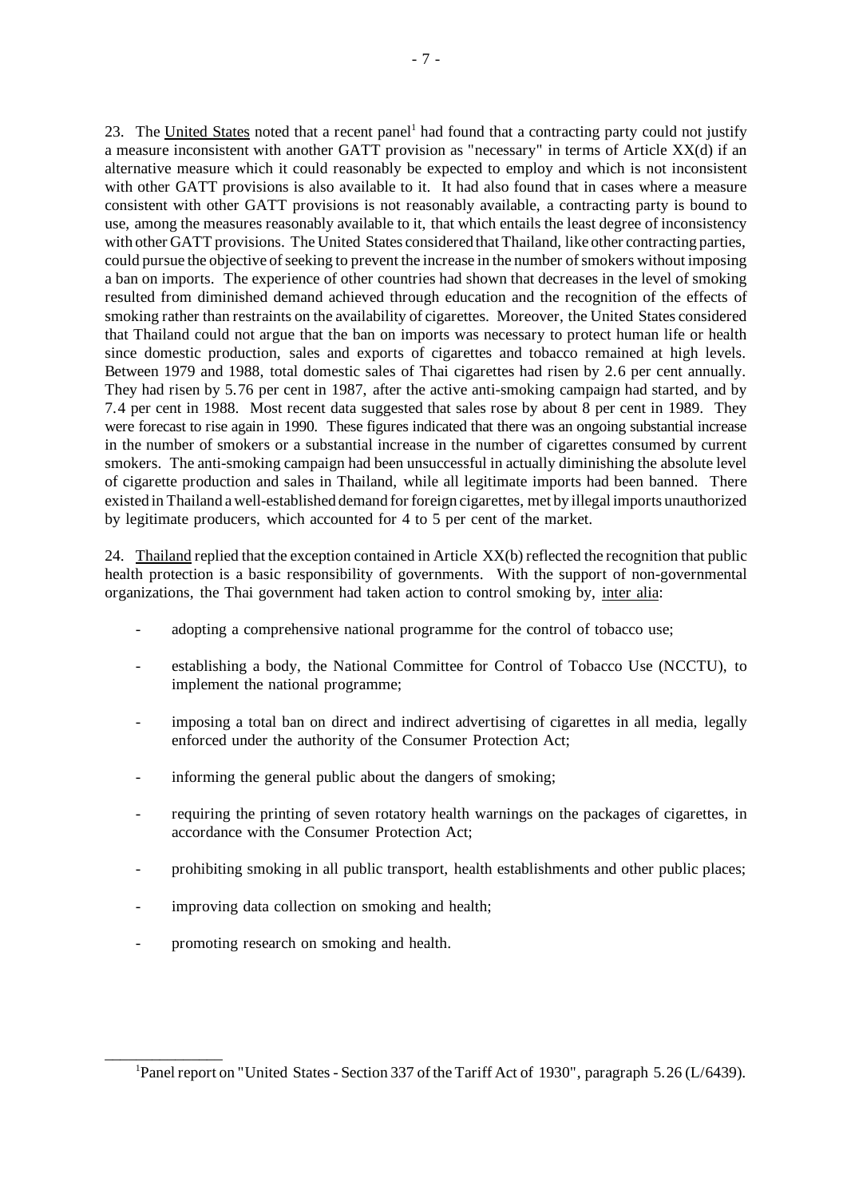23. The United States noted that a recent panel[1] had found that a contracting party could not justify a measure inconsistent with another GATT provision as "necessary" in terms of Article XX(d) if an alternative measure which it could reasonably be expected to employ and which is not inconsistent with other GATT provisions is also available to it. It had also found that in cases where a measure consistent with other GATT provisions is not reasonably available, a contracting party is bound to use, among the measures reasonably available to it, that which entails the least degree of inconsistency with other GATT provisions. The United States considered that Thailand, like other contracting parties, could pursue the objective of seeking to prevent the increase in the number of smokers without imposing a ban on imports. The experience of other countries had shown that decreases in the level of smoking resulted from diminished demand achieved through education and the recognition of the effects of smoking rather than restraints on the availability of cigarettes. Moreover, the United States considered that Thailand could not argue that the ban on imports was necessary to protect human life or health since domestic production, sales and exports of cigarettes and tobacco remained at high levels. Between 1979 and 1988, total domestic sales of Thai cigarettes had risen by 2.6 per cent annually. They had risen by 5.76 per cent in 1987, after the active anti-smoking campaign had started, and by 7.4 per cent in 1988. Most recent data suggested that sales rose by about 8 per cent in 1989. They were forecast to rise again in 1990. These figures indicated that there was an ongoing substantial increase in the number of smokers or a substantial increase in the number of cigarettes consumed by current smokers. The anti-smoking campaign had been unsuccessful in actually diminishing the absolute level of cigarette production and sales in Thailand, while all legitimate imports had been banned. There existed in Thailand a well-established demand for foreign cigarettes, met by illegal imports unauthorized by legitimate producers, which accounted for 4 to 5 per cent of the market.

24. Thailand replied that the exception contained in Article XX(b) reflected the recognition that public health protection is a basic responsibility of governments. With the support of non-governmental organizations, the Thai government had taken action to control smoking by, inter alia:

- adopting a comprehensive national programme for the control of tobacco use;
- establishing a body, the National Committee for Control of Tobacco Use (NCCTU), to implement the national programme;
- imposing a total ban on direct and indirect advertising of cigarettes in all media, legally enforced under the authority of the Consumer Protection Act;
- informing the general public about the dangers of smoking;
- requiring the printing of seven rotatory health warnings on the packages of cigarettes, in accordance with the Consumer Protection Act;
- prohibiting smoking in all public transport, health establishments and other public places;
- improving data collection on smoking and health;
- promoting research on smoking and health.

---

[1] Panel report on "United States - Section 337 of the Tariff Act of 1930", paragraph 5.26 (L/6439).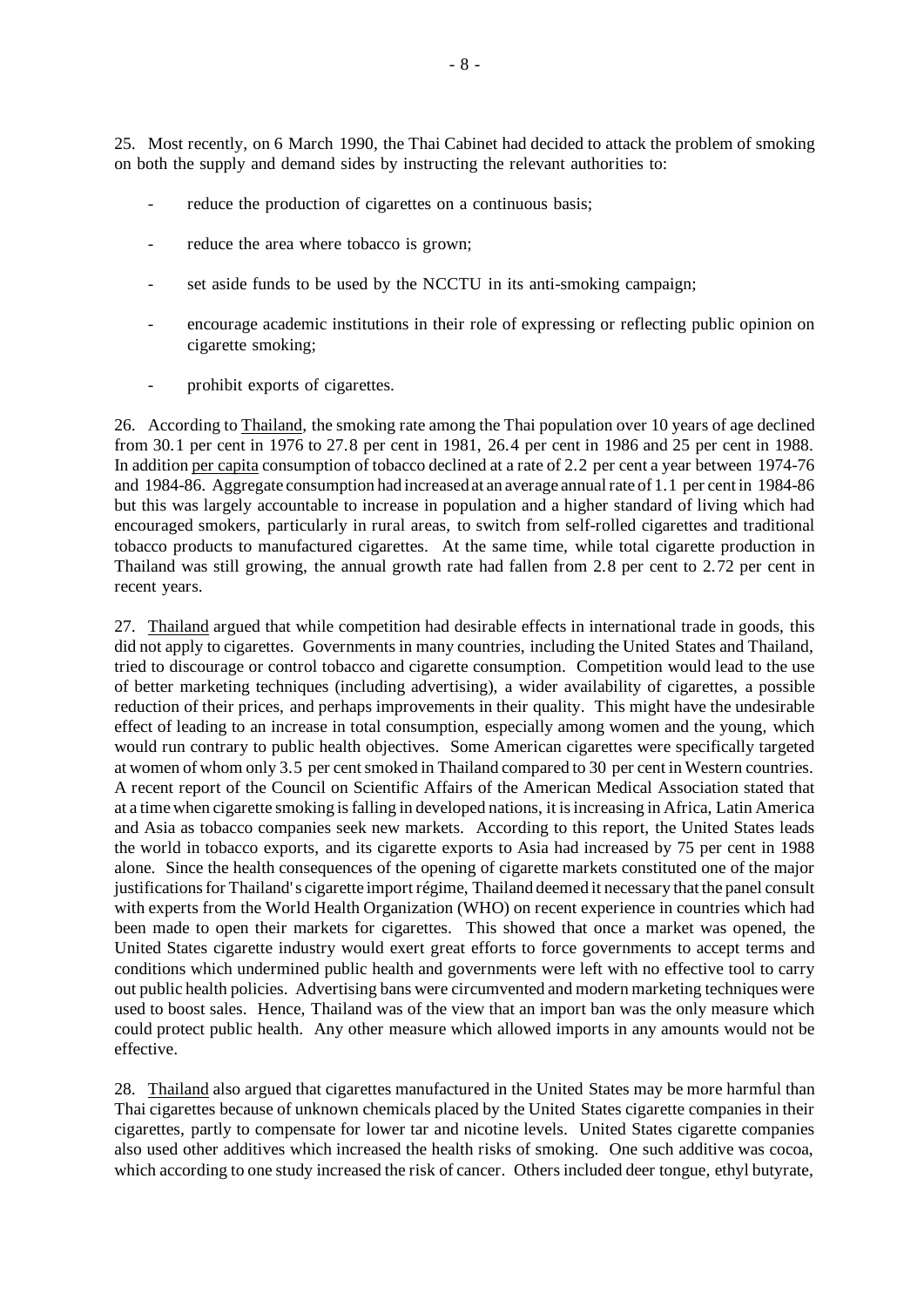25. Most recently, on 6 March 1990, the Thai Cabinet had decided to attack the problem of smoking on both the supply and demand sides by instructing the relevant authorities to:

- reduce the production of cigarettes on a continuous basis;
- reduce the area where tobacco is grown;
- set aside funds to be used by the NCCTU in its anti-smoking campaign;
- encourage academic institutions in their role of expressing or reflecting public opinion on cigarette smoking;
- prohibit exports of cigarettes.

26. According to Thailand, the smoking rate among the Thai population over 10 years of age declined from 30.1 per cent in 1976 to 27.8 per cent in 1981, 26.4 per cent in 1986 and 25 per cent in 1988. In addition per capita consumption of tobacco declined at a rate of 2.2 per cent a year between 1974-76 and 1984-86. Aggregate consumption had increased at an average annual rate of 1.1 per cent in 1984-86 but this was largely accountable to increase in population and a higher standard of living which had encouraged smokers, particularly in rural areas, to switch from self-rolled cigarettes and traditional tobacco products to manufactured cigarettes. At the same time, while total cigarette production in Thailand was still growing, the annual growth rate had fallen from 2.8 per cent to 2.72 per cent in recent years.

27. Thailand argued that while competition had desirable effects in international trade in goods, this did not apply to cigarettes. Governments in many countries, including the United States and Thailand, tried to discourage or control tobacco and cigarette consumption. Competition would lead to the use of better marketing techniques (including advertising), a wider availability of cigarettes, a possible reduction of their prices, and perhaps improvements in their quality. This might have the undesirable effect of leading to an increase in total consumption, especially among women and the young, which would run contrary to public health objectives. Some American cigarettes were specifically targeted at women of whom only 3.5 per cent smoked in Thailand compared to 30 per cent in Western countries. A recent report of the Council on Scientific Affairs of the American Medical Association stated that at a time when cigarette smoking is falling in developed nations, it is increasing in Africa, Latin America and Asia as tobacco companies seek new markets. According to this report, the United States leads the world in tobacco exports, and its cigarette exports to Asia had increased by 75 per cent in 1988 alone. Since the health consequences of the opening of cigarette markets constituted one of the major justifications for Thailand's cigarette import régime, Thailand deemed it necessary that the panel consult with experts from the World Health Organization (WHO) on recent experience in countries which had been made to open their markets for cigarettes. This showed that once a market was opened, the United States cigarette industry would exert great efforts to force governments to accept terms and conditions which undermined public health and governments were left with no effective tool to carry out public health policies. Advertising bans were circumvented and modern marketing techniques were used to boost sales. Hence, Thailand was of the view that an import ban was the only measure which could protect public health. Any other measure which allowed imports in any amounts would not be effective.

28. Thailand also argued that cigarettes manufactured in the United States may be more harmful than Thai cigarettes because of unknown chemicals placed by the United States cigarette companies in their cigarettes, partly to compensate for lower tar and nicotine levels. United States cigarette companies also used other additives which increased the health risks of smoking. One such additive was cocoa, which according to one study increased the risk of cancer. Others included deer tongue, ethyl butyrate,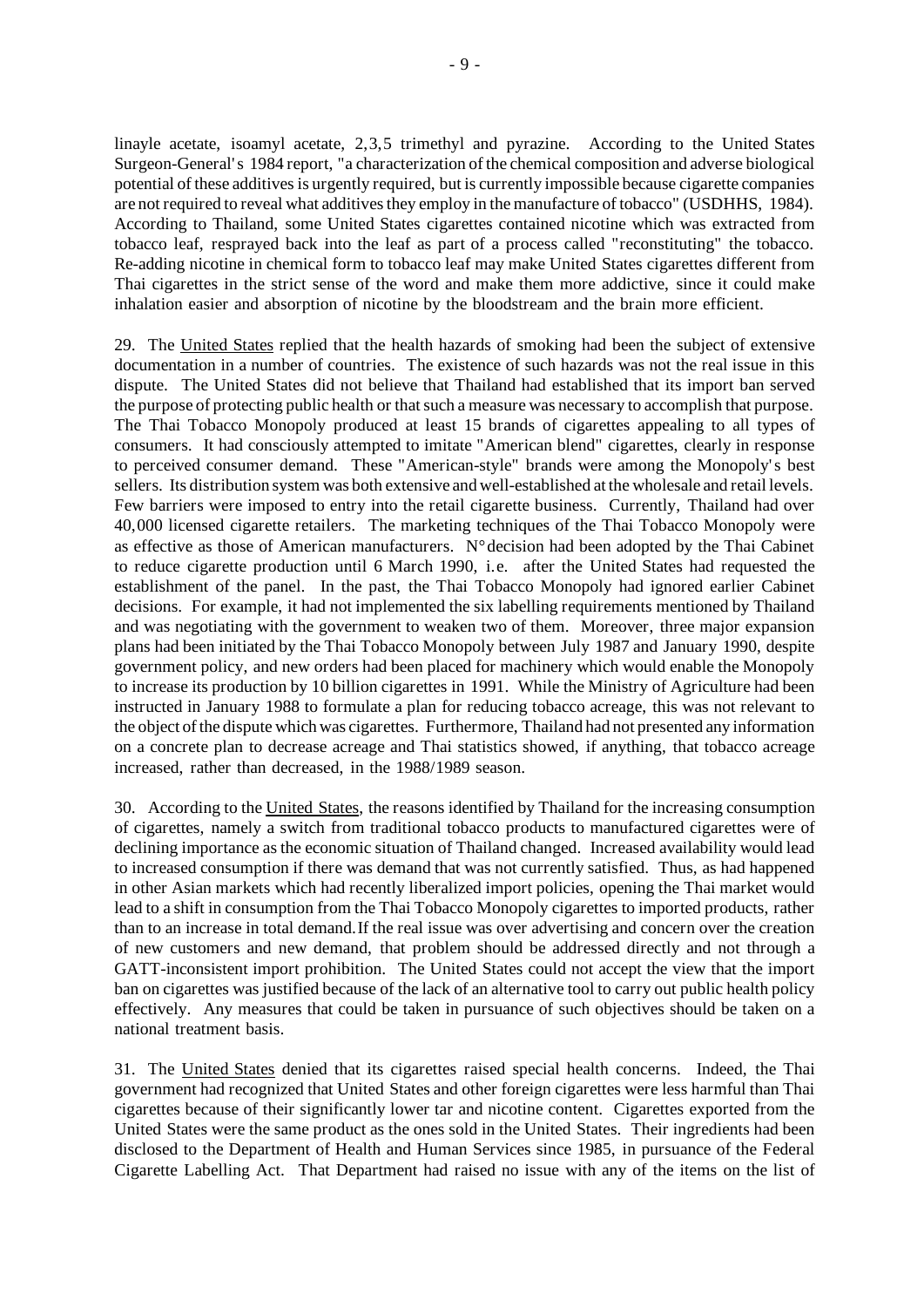linayle acetate, isoamyl acetate, 2,3,5 trimethyl and pyrazine. According to the United States Surgeon-General's 1984 report, "a characterization of the chemical composition and adverse biological potential of these additives is urgently required, but is currently impossible because cigarette companies are not required to reveal what additives they employ in the manufacture of tobacco" (USDHHS, 1984). According to Thailand, some United States cigarettes contained nicotine which was extracted from tobacco leaf, resprayed back into the leaf as part of a process called "reconstituting" the tobacco. Re-adding nicotine in chemical form to tobacco leaf may make United States cigarettes different from Thai cigarettes in the strict sense of the word and make them more addictive, since it could make inhalation easier and absorption of nicotine by the bloodstream and the brain more efficient.

29. The United States replied that the health hazards of smoking had been the subject of extensive documentation in a number of countries. The existence of such hazards was not the real issue in this dispute. The United States did not believe that Thailand had established that its import ban served the purpose of protecting public health or that such a measure was necessary to accomplish that purpose. The Thai Tobacco Monopoly produced at least 15 brands of cigarettes appealing to all types of consumers. It had consciously attempted to imitate "American blend" cigarettes, clearly in response to perceived consumer demand. These "American-style" brands were among the Monopoly's best sellers. Its distribution system was both extensive and well-established at the wholesale and retail levels. Few barriers were imposed to entry into the retail cigarette business. Currently, Thailand had over 40,000 licensed cigarette retailers. The marketing techniques of the Thai Tobacco Monopoly were as effective as those of American manufacturers. N° decision had been adopted by the Thai Cabinet to reduce cigarette production until 6 March 1990, i.e. after the United States had requested the establishment of the panel. In the past, the Thai Tobacco Monopoly had ignored earlier Cabinet decisions. For example, it had not implemented the six labelling requirements mentioned by Thailand and was negotiating with the government to weaken two of them. Moreover, three major expansion plans had been initiated by the Thai Tobacco Monopoly between July 1987 and January 1990, despite government policy, and new orders had been placed for machinery which would enable the Monopoly to increase its production by 10 billion cigarettes in 1991. While the Ministry of Agriculture had been instructed in January 1988 to formulate a plan for reducing tobacco acreage, this was not relevant to the object of the dispute which was cigarettes. Furthermore, Thailand had not presented any information on a concrete plan to decrease acreage and Thai statistics showed, if anything, that tobacco acreage increased, rather than decreased, in the 1988/1989 season.

30. According to the United States, the reasons identified by Thailand for the increasing consumption of cigarettes, namely a switch from traditional tobacco products to manufactured cigarettes were of declining importance as the economic situation of Thailand changed. Increased availability would lead to increased consumption if there was demand that was not currently satisfied. Thus, as had happened in other Asian markets which had recently liberalized import policies, opening the Thai market would lead to a shift in consumption from the Thai Tobacco Monopoly cigarettes to imported products, rather than to an increase in total demand. If the real issue was over advertising and concern over the creation of new customers and new demand, that problem should be addressed directly and not through a GATT-inconsistent import prohibition. The United States could not accept the view that the import ban on cigarettes was justified because of the lack of an alternative tool to carry out public health policy effectively. Any measures that could be taken in pursuance of such objectives should be taken on a national treatment basis.

31. The United States denied that its cigarettes raised special health concerns. Indeed, the Thai government had recognized that United States and other foreign cigarettes were less harmful than Thai cigarettes because of their significantly lower tar and nicotine content. Cigarettes exported from the United States were the same product as the ones sold in the United States. Their ingredients had been disclosed to the Department of Health and Human Services since 1985, in pursuance of the Federal Cigarette Labelling Act. That Department had raised no issue with any of the items on the list of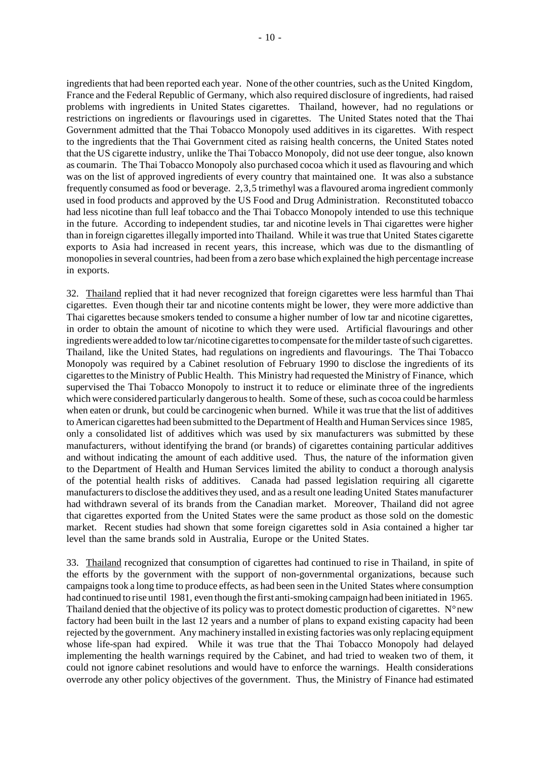ingredients that had been reported each year. None of the other countries, such as the United Kingdom, France and the Federal Republic of Germany, which also required disclosure of ingredients, had raised problems with ingredients in United States cigarettes. Thailand, however, had no regulations or restrictions on ingredients or flavourings used in cigarettes. The United States noted that the Thai Government admitted that the Thai Tobacco Monopoly used additives in its cigarettes. With respect to the ingredients that the Thai Government cited as raising health concerns, the United States noted that the US cigarette industry, unlike the Thai Tobacco Monopoly, did not use deer tongue, also known as coumarin. The Thai Tobacco Monopoly also purchased cocoa which it used as flavouring and which was on the list of approved ingredients of every country that maintained one. It was also a substance frequently consumed as food or beverage. 2,3,5 trimethyl was a flavoured aroma ingredient commonly used in food products and approved by the US Food and Drug Administration. Reconstituted tobacco had less nicotine than full leaf tobacco and the Thai Tobacco Monopoly intended to use this technique in the future. According to independent studies, tar and nicotine levels in Thai cigarettes were higher than in foreign cigarettes illegally imported into Thailand. While it was true that United States cigarette exports to Asia had increased in recent years, this increase, which was due to the dismantling of monopolies in several countries, had been from a zero base which explained the high percentage increase in exports.

32. Thailand replied that it had never recognized that foreign cigarettes were less harmful than Thai cigarettes. Even though their tar and nicotine contents might be lower, they were more addictive than Thai cigarettes because smokers tended to consume a higher number of low tar and nicotine cigarettes, in order to obtain the amount of nicotine to which they were used. Artificial flavourings and other ingredients were added to low tar/nicotine cigarettes to compensate for the milder taste of such cigarettes. Thailand, like the United States, had regulations on ingredients and flavourings. The Thai Tobacco Monopoly was required by a Cabinet resolution of February 1990 to disclose the ingredients of its cigarettes to the Ministry of Public Health. This Ministry had requested the Ministry of Finance, which supervised the Thai Tobacco Monopoly to instruct it to reduce or eliminate three of the ingredients which were considered particularly dangerous to health. Some of these, such as cocoa could be harmless when eaten or drunk, but could be carcinogenic when burned. While it was true that the list of additives to American cigarettes had been submitted to the Department of Health and Human Services since 1985, only a consolidated list of additives which was used by six manufacturers was submitted by these manufacturers, without identifying the brand (or brands) of cigarettes containing particular additives and without indicating the amount of each additive used. Thus, the nature of the information given to the Department of Health and Human Services limited the ability to conduct a thorough analysis of the potential health risks of additives. Canada had passed legislation requiring all cigarette manufacturers to disclose the additives they used, and as a result one leading United States manufacturer had withdrawn several of its brands from the Canadian market. Moreover, Thailand did not agree that cigarettes exported from the United States were the same product as those sold on the domestic market. Recent studies had shown that some foreign cigarettes sold in Asia contained a higher tar level than the same brands sold in Australia, Europe or the United States.

33. Thailand recognized that consumption of cigarettes had continued to rise in Thailand, in spite of the efforts by the government with the support of non-governmental organizations, because such campaigns took a long time to produce effects, as had been seen in the United States where consumption had continued to rise until 1981, even though the first anti-smoking campaign had been initiated in 1965. Thailand denied that the objective of its policy was to protect domestic production of cigarettes. N° new factory had been built in the last 12 years and a number of plans to expand existing capacity had been rejected by the government. Any machinery installed in existing factories was only replacing equipment whose life-span had expired. While it was true that the Thai Tobacco Monopoly had delayed implementing the health warnings required by the Cabinet, and had tried to weaken two of them, it could not ignore cabinet resolutions and would have to enforce the warnings. Health considerations overrode any other policy objectives of the government. Thus, the Ministry of Finance had estimated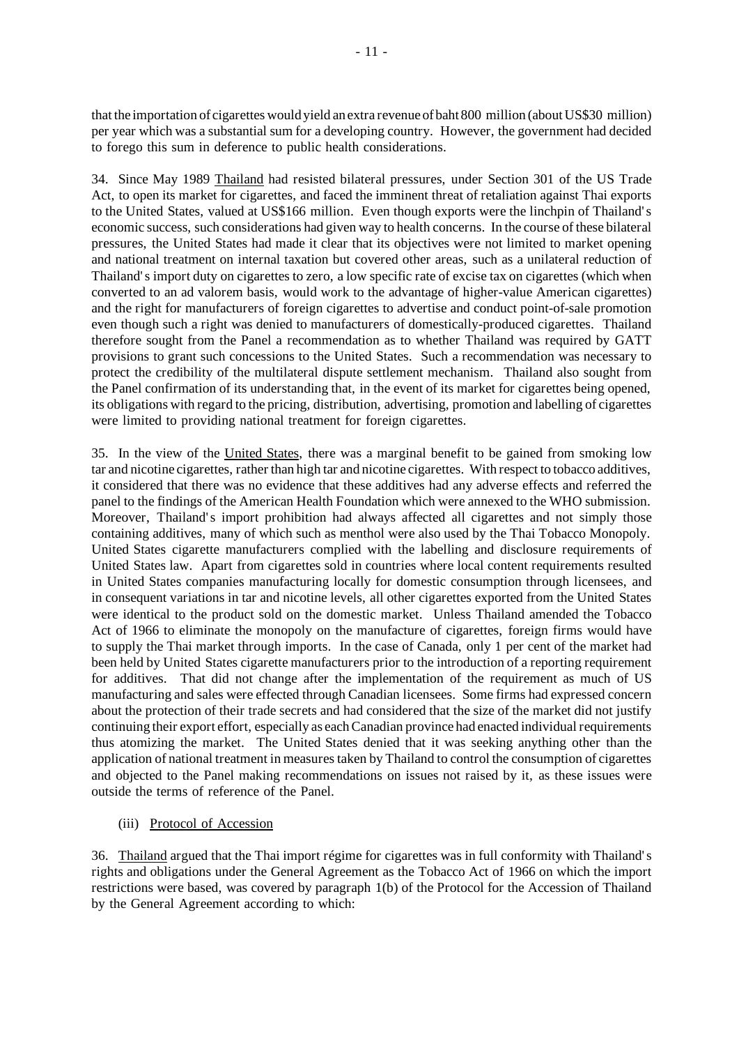that the importation of cigarettes would yield an extra revenue of baht 800 million (about US$30 million) per year which was a substantial sum for a developing country. However, the government had decided to forego this sum in deference to public health considerations.

34. Since May 1989 Thailand had resisted bilateral pressures, under Section 301 of the US Trade Act, to open its market for cigarettes, and faced the imminent threat of retaliation against Thai exports to the United States, valued at US$166 million. Even though exports were the linchpin of Thailand's economic success, such considerations had given way to health concerns. In the course of these bilateral pressures, the United States had made it clear that its objectives were not limited to market opening and national treatment on internal taxation but covered other areas, such as a unilateral reduction of Thailand's import duty on cigarettes to zero, a low specific rate of excise tax on cigarettes (which when converted to an ad valorem basis, would work to the advantage of higher-value American cigarettes) and the right for manufacturers of foreign cigarettes to advertise and conduct point-of-sale promotion even though such a right was denied to manufacturers of domestically-produced cigarettes. Thailand therefore sought from the Panel a recommendation as to whether Thailand was required by GATT provisions to grant such concessions to the United States. Such a recommendation was necessary to protect the credibility of the multilateral dispute settlement mechanism. Thailand also sought from the Panel confirmation of its understanding that, in the event of its market for cigarettes being opened, its obligations with regard to the pricing, distribution, advertising, promotion and labelling of cigarettes were limited to providing national treatment for foreign cigarettes.

35. In the view of the United States, there was a marginal benefit to be gained from smoking low tar and nicotine cigarettes, rather than high tar and nicotine cigarettes. With respect to tobacco additives, it considered that there was no evidence that these additives had any adverse effects and referred the panel to the findings of the American Health Foundation which were annexed to the WHO submission. Moreover, Thailand's import prohibition had always affected all cigarettes and not simply those containing additives, many of which such as menthol were also used by the Thai Tobacco Monopoly. United States cigarette manufacturers complied with the labelling and disclosure requirements of United States law. Apart from cigarettes sold in countries where local content requirements resulted in United States companies manufacturing locally for domestic consumption through licensees, and in consequent variations in tar and nicotine levels, all other cigarettes exported from the United States were identical to the product sold on the domestic market. Unless Thailand amended the Tobacco Act of 1966 to eliminate the monopoly on the manufacture of cigarettes, foreign firms would have to supply the Thai market through imports. In the case of Canada, only 1 per cent of the market had been held by United States cigarette manufacturers prior to the introduction of a reporting requirement for additives. That did not change after the implementation of the requirement as much of US manufacturing and sales were effected through Canadian licensees. Some firms had expressed concern about the protection of their trade secrets and had considered that the size of the market did not justify continuing their export effort, especially as each Canadian province had enacted individual requirements thus atomizing the market. The United States denied that it was seeking anything other than the application of national treatment in measures taken by Thailand to control the consumption of cigarettes and objected to the Panel making recommendations on issues not raised by it, as these issues were outside the terms of reference of the Panel.

(iii) Protocol of Accession

36. Thailand argued that the Thai import régime for cigarettes was in full conformity with Thailand's rights and obligations under the General Agreement as the Tobacco Act of 1966 on which the import restrictions were based, was covered by paragraph 1(b) of the Protocol for the Accession of Thailand by the General Agreement according to which: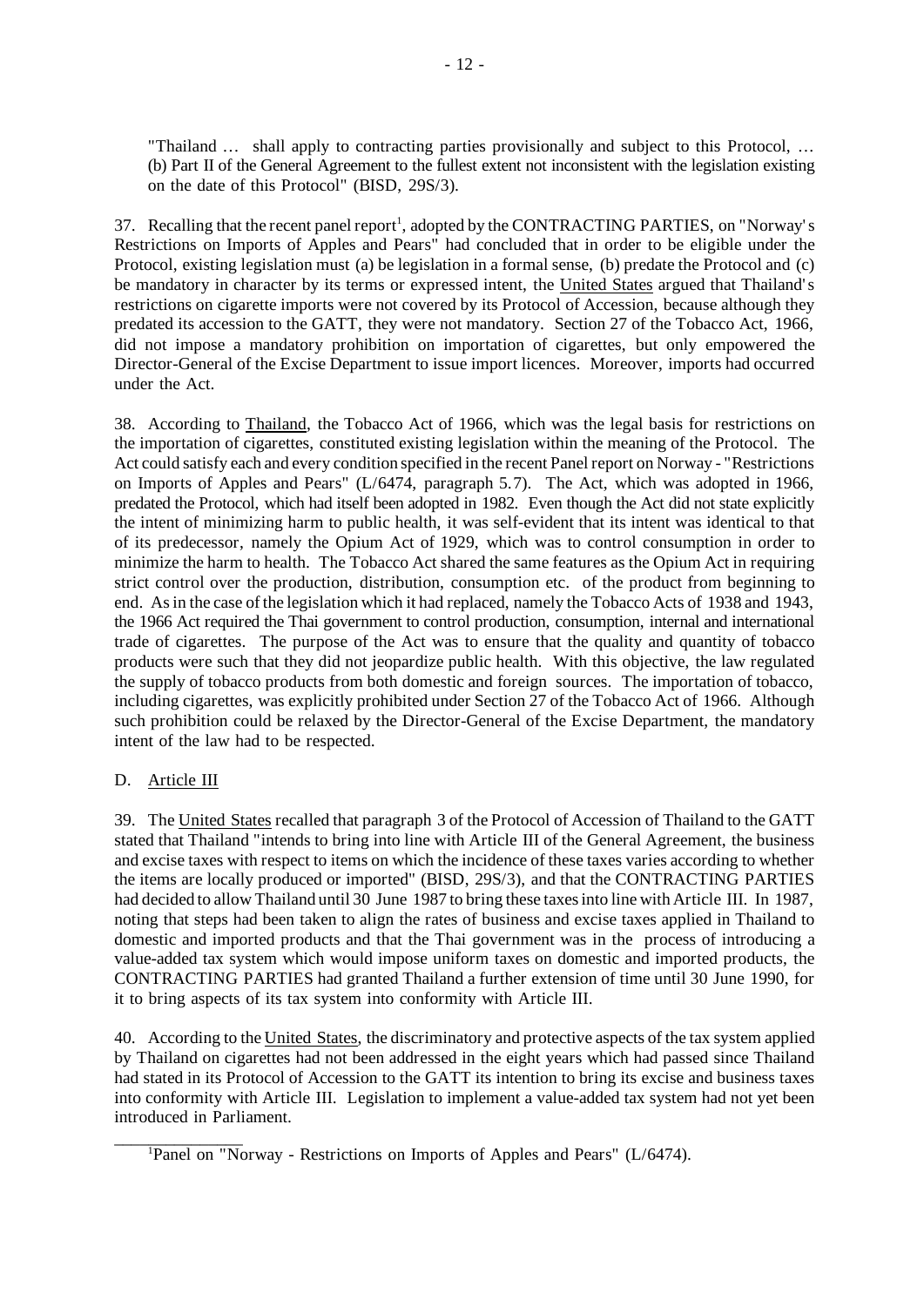"Thailand … shall apply to contracting parties provisionally and subject to this Protocol, … (b) Part II of the General Agreement to the fullest extent not inconsistent with the legislation existing on the date of this Protocol" (BISD, 29S/3).

37. Recalling that the recent panel report[1], adopted by the CONTRACTING PARTIES, on "Norway's Restrictions on Imports of Apples and Pears" had concluded that in order to be eligible under the Protocol, existing legislation must (a) be legislation in a formal sense, (b) predate the Protocol and (c) be mandatory in character by its terms or expressed intent, the United States argued that Thailand's restrictions on cigarette imports were not covered by its Protocol of Accession, because although they predated its accession to the GATT, they were not mandatory. Section 27 of the Tobacco Act, 1966, did not impose a mandatory prohibition on importation of cigarettes, but only empowered the Director-General of the Excise Department to issue import licences. Moreover, imports had occurred under the Act.

38. According to Thailand, the Tobacco Act of 1966, which was the legal basis for restrictions on the importation of cigarettes, constituted existing legislation within the meaning of the Protocol. The Act could satisfy each and every condition specified in the recent Panel report on Norway - "Restrictions on Imports of Apples and Pears" (L/6474, paragraph 5.7). The Act, which was adopted in 1966, predated the Protocol, which had itself been adopted in 1982. Even though the Act did not state explicitly the intent of minimizing harm to public health, it was self-evident that its intent was identical to that of its predecessor, namely the Opium Act of 1929, which was to control consumption in order to minimize the harm to health. The Tobacco Act shared the same features as the Opium Act in requiring strict control over the production, distribution, consumption etc. of the product from beginning to end. As in the case of the legislation which it had replaced, namely the Tobacco Acts of 1938 and 1943, the 1966 Act required the Thai government to control production, consumption, internal and international trade of cigarettes. The purpose of the Act was to ensure that the quality and quantity of tobacco products were such that they did not jeopardize public health. With this objective, the law regulated the supply of tobacco products from both domestic and foreign sources. The importation of tobacco, including cigarettes, was explicitly prohibited under Section 27 of the Tobacco Act of 1966. Although such prohibition could be relaxed by the Director-General of the Excise Department, the mandatory intent of the law had to be respected.

## D. Article III

39. The United States recalled that paragraph 3 of the Protocol of Accession of Thailand to the GATT stated that Thailand "intends to bring into line with Article III of the General Agreement, the business and excise taxes with respect to items on which the incidence of these taxes varies according to whether the items are locally produced or imported" (BISD, 29S/3), and that the CONTRACTING PARTIES had decided to allow Thailand until 30 June 1987 to bring these taxes into line with Article III. In 1987, noting that steps had been taken to align the rates of business and excise taxes applied in Thailand to domestic and imported products and that the Thai government was in the process of introducing a value-added tax system which would impose uniform taxes on domestic and imported products, the CONTRACTING PARTIES had granted Thailand a further extension of time until 30 June 1990, for it to bring aspects of its tax system into conformity with Article III.

40. According to the United States, the discriminatory and protective aspects of the tax system applied by Thailand on cigarettes had not been addressed in the eight years which had passed since Thailand had stated in its Protocol of Accession to the GATT its intention to bring its excise and business taxes into conformity with Article III. Legislation to implement a value-added tax system had not yet been introduced in Parliament.

---

[1]Panel on "Norway - Restrictions on Imports of Apples and Pears" (L/6474).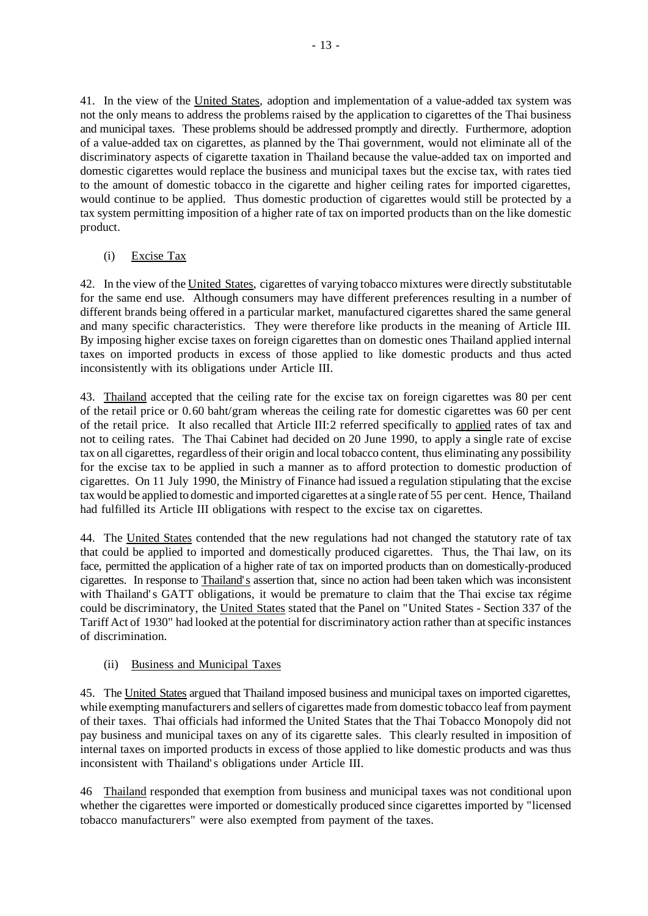41. In the view of the United States, adoption and implementation of a value-added tax system was not the only means to address the problems raised by the application to cigarettes of the Thai business and municipal taxes. These problems should be addressed promptly and directly. Furthermore, adoption of a value-added tax on cigarettes, as planned by the Thai government, would not eliminate all of the discriminatory aspects of cigarette taxation in Thailand because the value-added tax on imported and domestic cigarettes would replace the business and municipal taxes but the excise tax, with rates tied to the amount of domestic tobacco in the cigarette and higher ceiling rates for imported cigarettes, would continue to be applied. Thus domestic production of cigarettes would still be protected by a tax system permitting imposition of a higher rate of tax on imported products than on the like domestic product.

(i) Excise Tax

42. In the view of the United States, cigarettes of varying tobacco mixtures were directly substitutable for the same end use. Although consumers may have different preferences resulting in a number of different brands being offered in a particular market, manufactured cigarettes shared the same general and many specific characteristics. They were therefore like products in the meaning of Article III. By imposing higher excise taxes on foreign cigarettes than on domestic ones Thailand applied internal taxes on imported products in excess of those applied to like domestic products and thus acted inconsistently with its obligations under Article III.

43. Thailand accepted that the ceiling rate for the excise tax on foreign cigarettes was 80 per cent of the retail price or 0.60 baht/gram whereas the ceiling rate for domestic cigarettes was 60 per cent of the retail price. It also recalled that Article III:2 referred specifically to applied rates of tax and not to ceiling rates. The Thai Cabinet had decided on 20 June 1990, to apply a single rate of excise tax on all cigarettes, regardless of their origin and local tobacco content, thus eliminating any possibility for the excise tax to be applied in such a manner as to afford protection to domestic production of cigarettes. On 11 July 1990, the Ministry of Finance had issued a regulation stipulating that the excise tax would be applied to domestic and imported cigarettes at a single rate of 55 per cent. Hence, Thailand had fulfilled its Article III obligations with respect to the excise tax on cigarettes.

44. The United States contended that the new regulations had not changed the statutory rate of tax that could be applied to imported and domestically produced cigarettes. Thus, the Thai law, on its face, permitted the application of a higher rate of tax on imported products than on domestically-produced cigarettes. In response to Thailand's assertion that, since no action had been taken which was inconsistent with Thailand's GATT obligations, it would be premature to claim that the Thai excise tax régime could be discriminatory, the United States stated that the Panel on "United States - Section 337 of the Tariff Act of 1930" had looked at the potential for discriminatory action rather than at specific instances of discrimination.

(ii) Business and Municipal Taxes

45. The United States argued that Thailand imposed business and municipal taxes on imported cigarettes, while exempting manufacturers and sellers of cigarettes made from domestic tobacco leaf from payment of their taxes. Thai officials had informed the United States that the Thai Tobacco Monopoly did not pay business and municipal taxes on any of its cigarette sales. This clearly resulted in imposition of internal taxes on imported products in excess of those applied to like domestic products and was thus inconsistent with Thailand's obligations under Article III.

46 Thailand responded that exemption from business and municipal taxes was not conditional upon whether the cigarettes were imported or domestically produced since cigarettes imported by "licensed tobacco manufacturers" were also exempted from payment of the taxes.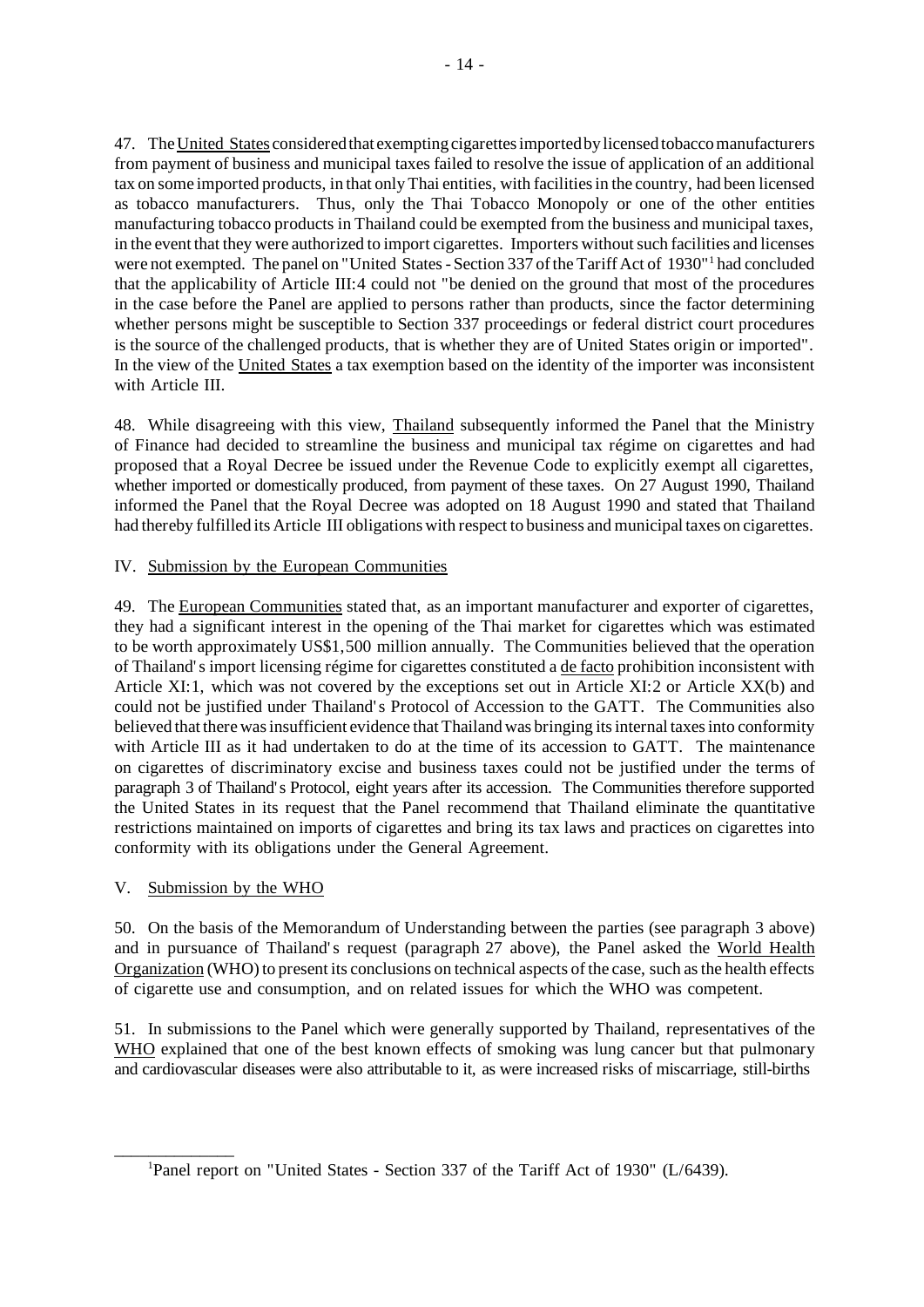47. The United States considered that exempting cigarettes imported by licensed tobacco manufacturers from payment of business and municipal taxes failed to resolve the issue of application of an additional tax on some imported products, in that only Thai entities, with facilities in the country, had been licensed as tobacco manufacturers. Thus, only the Thai Tobacco Monopoly or one of the other entities manufacturing tobacco products in Thailand could be exempted from the business and municipal taxes, in the event that they were authorized to import cigarettes. Importers without such facilities and licenses were not exempted. The panel on "United States - Section 337 of the Tariff Act of 1930"[1] had concluded that the applicability of Article III:4 could not "be denied on the ground that most of the procedures in the case before the Panel are applied to persons rather than products, since the factor determining whether persons might be susceptible to Section 337 proceedings or federal district court procedures is the source of the challenged products, that is whether they are of United States origin or imported". In the view of the United States a tax exemption based on the identity of the importer was inconsistent with Article III.

48. While disagreeing with this view, Thailand subsequently informed the Panel that the Ministry of Finance had decided to streamline the business and municipal tax régime on cigarettes and had proposed that a Royal Decree be issued under the Revenue Code to explicitly exempt all cigarettes, whether imported or domestically produced, from payment of these taxes. On 27 August 1990, Thailand informed the Panel that the Royal Decree was adopted on 18 August 1990 and stated that Thailand had thereby fulfilled its Article III obligations with respect to business and municipal taxes on cigarettes.

## IV. Submission by the European Communities

49. The European Communities stated that, as an important manufacturer and exporter of cigarettes, they had a significant interest in the opening of the Thai market for cigarettes which was estimated to be worth approximately US$1,500 million annually. The Communities believed that the operation of Thailand's import licensing régime for cigarettes constituted a *de facto* prohibition inconsistent with Article XI:1, which was not covered by the exceptions set out in Article XI:2 or Article XX(b) and could not be justified under Thailand's Protocol of Accession to the GATT. The Communities also believed that there was insufficient evidence that Thailand was bringing its internal taxes into conformity with Article III as it had undertaken to do at the time of its accession to GATT. The maintenance on cigarettes of discriminatory excise and business taxes could not be justified under the terms of paragraph 3 of Thailand's Protocol, eight years after its accession. The Communities therefore supported the United States in its request that the Panel recommend that Thailand eliminate the quantitative restrictions maintained on imports of cigarettes and bring its tax laws and practices on cigarettes into conformity with its obligations under the General Agreement.

## V. Submission by the WHO

50. On the basis of the Memorandum of Understanding between the parties (see paragraph 3 above) and in pursuance of Thailand's request (paragraph 27 above), the Panel asked the World Health Organization (WHO) to present its conclusions on technical aspects of the case, such as the health effects of cigarette use and consumption, and on related issues for which the WHO was competent.

51. In submissions to the Panel which were generally supported by Thailand, representatives of the WHO explained that one of the best known effects of smoking was lung cancer but that pulmonary and cardiovascular diseases were also attributable to it, as were increased risks of miscarriage, still-births

---

[1] Panel report on "United States - Section 337 of the Tariff Act of 1930" (L/6439).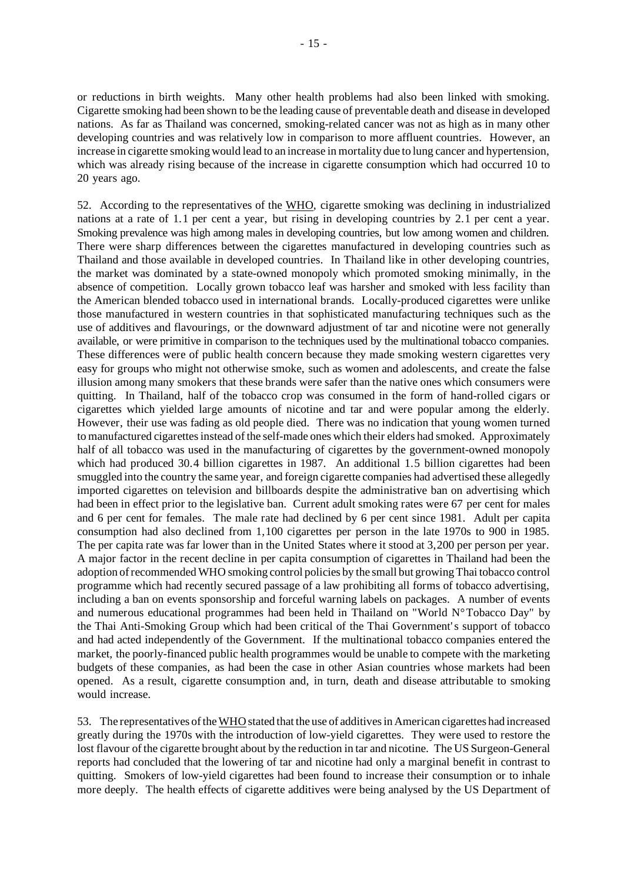or reductions in birth weights. Many other health problems had also been linked with smoking. Cigarette smoking had been shown to be the leading cause of preventable death and disease in developed nations. As far as Thailand was concerned, smoking-related cancer was not as high as in many other developing countries and was relatively low in comparison to more affluent countries. However, an increase in cigarette smoking would lead to an increase in mortality due to lung cancer and hypertension, which was already rising because of the increase in cigarette consumption which had occurred 10 to 20 years ago.

52. According to the representatives of the WHO, cigarette smoking was declining in industrialized nations at a rate of 1.1 per cent a year, but rising in developing countries by 2.1 per cent a year. Smoking prevalence was high among males in developing countries, but low among women and children. There were sharp differences between the cigarettes manufactured in developing countries such as Thailand and those available in developed countries. In Thailand like in other developing countries, the market was dominated by a state-owned monopoly which promoted smoking minimally, in the absence of competition. Locally grown tobacco leaf was harsher and smoked with less facility than the American blended tobacco used in international brands. Locally-produced cigarettes were unlike those manufactured in western countries in that sophisticated manufacturing techniques such as the use of additives and flavourings, or the downward adjustment of tar and nicotine were not generally available, or were primitive in comparison to the techniques used by the multinational tobacco companies. These differences were of public health concern because they made smoking western cigarettes very easy for groups who might not otherwise smoke, such as women and adolescents, and create the false illusion among many smokers that these brands were safer than the native ones which consumers were quitting. In Thailand, half of the tobacco crop was consumed in the form of hand-rolled cigars or cigarettes which yielded large amounts of nicotine and tar and were popular among the elderly. However, their use was fading as old people died. There was no indication that young women turned to manufactured cigarettes instead of the self-made ones which their elders had smoked. Approximately half of all tobacco was used in the manufacturing of cigarettes by the government-owned monopoly which had produced 30.4 billion cigarettes in 1987. An additional 1.5 billion cigarettes had been smuggled into the country the same year, and foreign cigarette companies had advertised these allegedly imported cigarettes on television and billboards despite the administrative ban on advertising which had been in effect prior to the legislative ban. Current adult smoking rates were 67 per cent for males and 6 per cent for females. The male rate had declined by 6 per cent since 1981. Adult per capita consumption had also declined from 1,100 cigarettes per person in the late 1970s to 900 in 1985. The per capita rate was far lower than in the United States where it stood at 3,200 per person per year. A major factor in the recent decline in per capita consumption of cigarettes in Thailand had been the adoption of recommended WHO smoking control policies by the small but growing Thai tobacco control programme which had recently secured passage of a law prohibiting all forms of tobacco advertising, including a ban on events sponsorship and forceful warning labels on packages. A number of events and numerous educational programmes had been held in Thailand on "World N° Tobacco Day" by the Thai Anti-Smoking Group which had been critical of the Thai Government's support of tobacco and had acted independently of the Government. If the multinational tobacco companies entered the market, the poorly-financed public health programmes would be unable to compete with the marketing budgets of these companies, as had been the case in other Asian countries whose markets had been opened. As a result, cigarette consumption and, in turn, death and disease attributable to smoking would increase.

53. The representatives of the WHO stated that the use of additives in American cigarettes had increased greatly during the 1970s with the introduction of low-yield cigarettes. They were used to restore the lost flavour of the cigarette brought about by the reduction in tar and nicotine. The US Surgeon-General reports had concluded that the lowering of tar and nicotine had only a marginal benefit in contrast to quitting. Smokers of low-yield cigarettes had been found to increase their consumption or to inhale more deeply. The health effects of cigarette additives were being analysed by the US Department of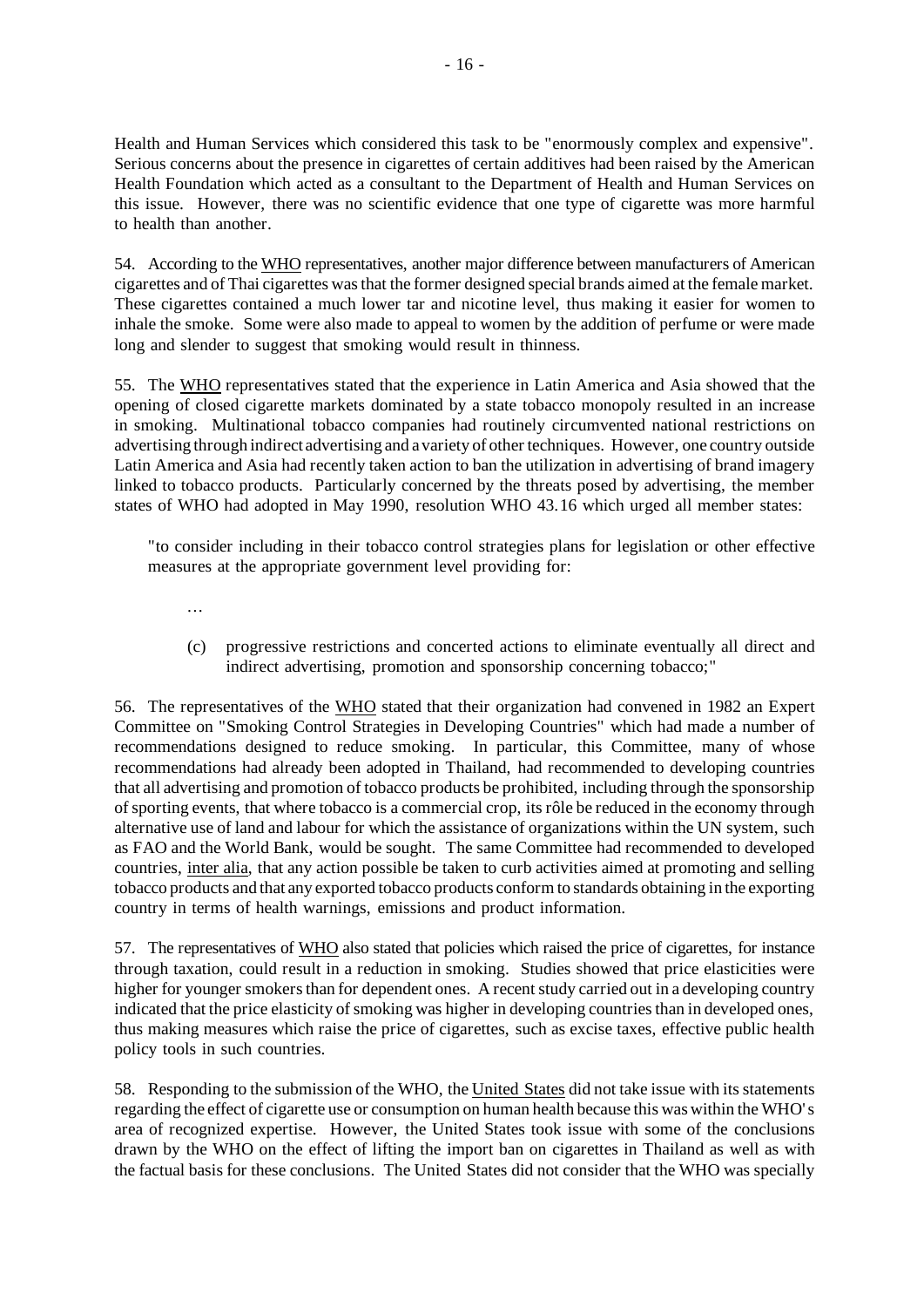Health and Human Services which considered this task to be "enormously complex and expensive". Serious concerns about the presence in cigarettes of certain additives had been raised by the American Health Foundation which acted as a consultant to the Department of Health and Human Services on this issue. However, there was no scientific evidence that one type of cigarette was more harmful to health than another.

54. According to the WHO representatives, another major difference between manufacturers of American cigarettes and of Thai cigarettes was that the former designed special brands aimed at the female market. These cigarettes contained a much lower tar and nicotine level, thus making it easier for women to inhale the smoke. Some were also made to appeal to women by the addition of perfume or were made long and slender to suggest that smoking would result in thinness.

55. The WHO representatives stated that the experience in Latin America and Asia showed that the opening of closed cigarette markets dominated by a state tobacco monopoly resulted in an increase in smoking. Multinational tobacco companies had routinely circumvented national restrictions on advertising through indirect advertising and a variety of other techniques. However, one country outside Latin America and Asia had recently taken action to ban the utilization in advertising of brand imagery linked to tobacco products. Particularly concerned by the threats posed by advertising, the member states of WHO had adopted in May 1990, resolution WHO 43.16 which urged all member states:

> "to consider including in their tobacco control strategies plans for legislation or other effective measures at the appropriate government level providing for:
>
> …
>
> (c) progressive restrictions and concerted actions to eliminate eventually all direct and indirect advertising, promotion and sponsorship concerning tobacco;"

56. The representatives of the WHO stated that their organization had convened in 1982 an Expert Committee on "Smoking Control Strategies in Developing Countries" which had made a number of recommendations designed to reduce smoking. In particular, this Committee, many of whose recommendations had already been adopted in Thailand, had recommended to developing countries that all advertising and promotion of tobacco products be prohibited, including through the sponsorship of sporting events, that where tobacco is a commercial crop, its rôle be reduced in the economy through alternative use of land and labour for which the assistance of organizations within the UN system, such as FAO and the World Bank, would be sought. The same Committee had recommended to developed countries, *inter alia*, that any action possible be taken to curb activities aimed at promoting and selling tobacco products and that any exported tobacco products conform to standards obtaining in the exporting country in terms of health warnings, emissions and product information.

57. The representatives of WHO also stated that policies which raised the price of cigarettes, for instance through taxation, could result in a reduction in smoking. Studies showed that price elasticities were higher for younger smokers than for dependent ones. A recent study carried out in a developing country indicated that the price elasticity of smoking was higher in developing countries than in developed ones, thus making measures which raise the price of cigarettes, such as excise taxes, effective public health policy tools in such countries.

58. Responding to the submission of the WHO, the United States did not take issue with its statements regarding the effect of cigarette use or consumption on human health because this was within the WHO's area of recognized expertise. However, the United States took issue with some of the conclusions drawn by the WHO on the effect of lifting the import ban on cigarettes in Thailand as well as with the factual basis for these conclusions. The United States did not consider that the WHO was specially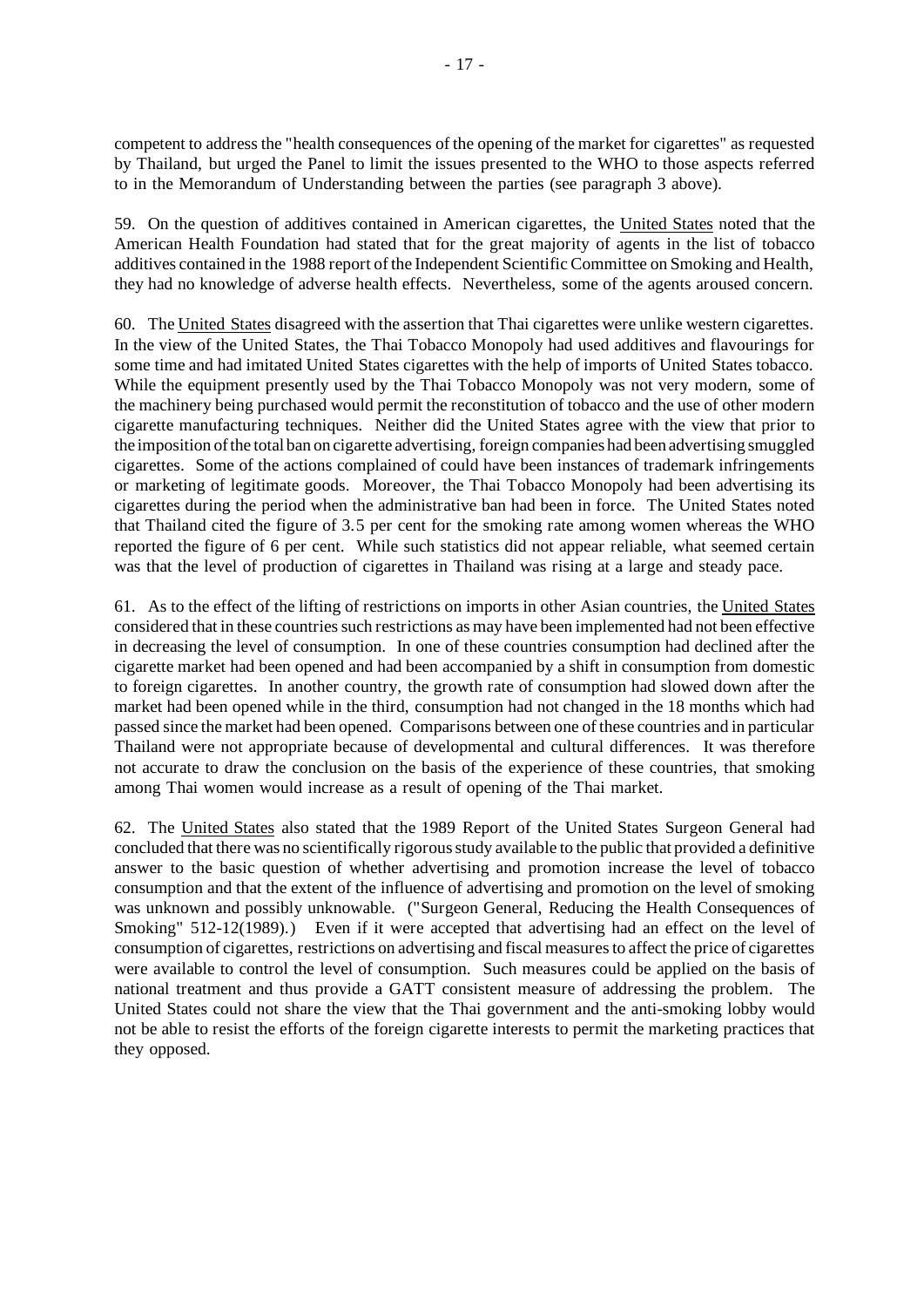competent to address the "health consequences of the opening of the market for cigarettes" as requested by Thailand, but urged the Panel to limit the issues presented to the WHO to those aspects referred to in the Memorandum of Understanding between the parties (see paragraph 3 above).

59. On the question of additives contained in American cigarettes, the United States noted that the American Health Foundation had stated that for the great majority of agents in the list of tobacco additives contained in the 1988 report of the Independent Scientific Committee on Smoking and Health, they had no knowledge of adverse health effects. Nevertheless, some of the agents aroused concern.

60. The United States disagreed with the assertion that Thai cigarettes were unlike western cigarettes. In the view of the United States, the Thai Tobacco Monopoly had used additives and flavourings for some time and had imitated United States cigarettes with the help of imports of United States tobacco. While the equipment presently used by the Thai Tobacco Monopoly was not very modern, some of the machinery being purchased would permit the reconstitution of tobacco and the use of other modern cigarette manufacturing techniques. Neither did the United States agree with the view that prior to the imposition of the total ban on cigarette advertising, foreign companies had been advertising smuggled cigarettes. Some of the actions complained of could have been instances of trademark infringements or marketing of legitimate goods. Moreover, the Thai Tobacco Monopoly had been advertising its cigarettes during the period when the administrative ban had been in force. The United States noted that Thailand cited the figure of 3.5 per cent for the smoking rate among women whereas the WHO reported the figure of 6 per cent. While such statistics did not appear reliable, what seemed certain was that the level of production of cigarettes in Thailand was rising at a large and steady pace.

61. As to the effect of the lifting of restrictions on imports in other Asian countries, the United States considered that in these countries such restrictions as may have been implemented had not been effective in decreasing the level of consumption. In one of these countries consumption had declined after the cigarette market had been opened and had been accompanied by a shift in consumption from domestic to foreign cigarettes. In another country, the growth rate of consumption had slowed down after the market had been opened while in the third, consumption had not changed in the 18 months which had passed since the market had been opened. Comparisons between one of these countries and in particular Thailand were not appropriate because of developmental and cultural differences. It was therefore not accurate to draw the conclusion on the basis of the experience of these countries, that smoking among Thai women would increase as a result of opening of the Thai market.

62. The United States also stated that the 1989 Report of the United States Surgeon General had concluded that there was no scientifically rigorous study available to the public that provided a definitive answer to the basic question of whether advertising and promotion increase the level of tobacco consumption and that the extent of the influence of advertising and promotion on the level of smoking was unknown and possibly unknowable. ("Surgeon General, Reducing the Health Consequences of Smoking" 512-12(1989).) Even if it were accepted that advertising had an effect on the level of consumption of cigarettes, restrictions on advertising and fiscal measures to affect the price of cigarettes were available to control the level of consumption. Such measures could be applied on the basis of national treatment and thus provide a GATT consistent measure of addressing the problem. The United States could not share the view that the Thai government and the anti-smoking lobby would not be able to resist the efforts of the foreign cigarette interests to permit the marketing practices that they opposed.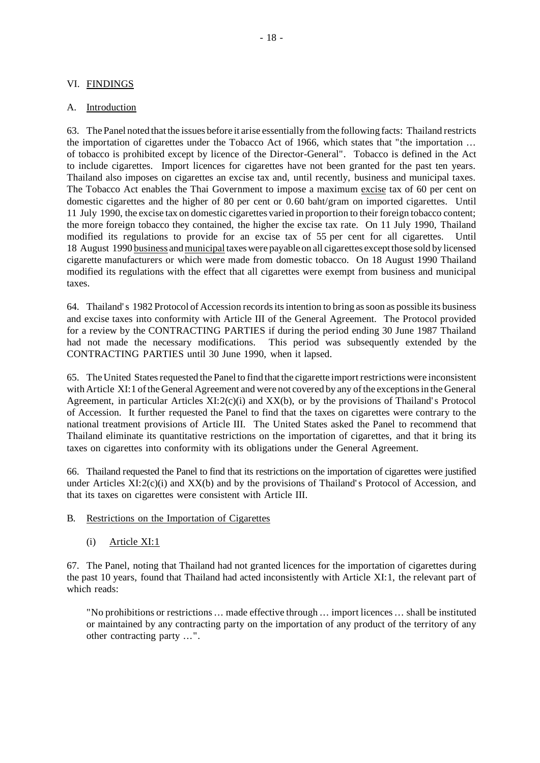## VI. FINDINGS

### A. Introduction

63. The Panel noted that the issues before it arise essentially from the following facts: Thailand restricts the importation of cigarettes under the Tobacco Act of 1966, which states that "the importation … of tobacco is prohibited except by licence of the Director-General". Tobacco is defined in the Act to include cigarettes. Import licences for cigarettes have not been granted for the past ten years. Thailand also imposes on cigarettes an excise tax and, until recently, business and municipal taxes. The Tobacco Act enables the Thai Government to impose a maximum excise tax of 60 per cent on domestic cigarettes and the higher of 80 per cent or 0.60 baht/gram on imported cigarettes. Until 11 July 1990, the excise tax on domestic cigarettes varied in proportion to their foreign tobacco content; the more foreign tobacco they contained, the higher the excise tax rate. On 11 July 1990, Thailand modified its regulations to provide for an excise tax of 55 per cent for all cigarettes. Until 18 August 1990 business and municipal taxes were payable on all cigarettes except those sold by licensed cigarette manufacturers or which were made from domestic tobacco. On 18 August 1990 Thailand modified its regulations with the effect that all cigarettes were exempt from business and municipal taxes.

64. Thailand's 1982 Protocol of Accession records its intention to bring as soon as possible its business and excise taxes into conformity with Article III of the General Agreement. The Protocol provided for a review by the CONTRACTING PARTIES if during the period ending 30 June 1987 Thailand had not made the necessary modifications. This period was subsequently extended by the CONTRACTING PARTIES until 30 June 1990, when it lapsed.

65. The United States requested the Panel to find that the cigarette import restrictions were inconsistent with Article XI:1 of the General Agreement and were not covered by any of the exceptions in the General Agreement, in particular Articles XI:2(c)(i) and XX(b), or by the provisions of Thailand's Protocol of Accession. It further requested the Panel to find that the taxes on cigarettes were contrary to the national treatment provisions of Article III. The United States asked the Panel to recommend that Thailand eliminate its quantitative restrictions on the importation of cigarettes, and that it bring its taxes on cigarettes into conformity with its obligations under the General Agreement.

66. Thailand requested the Panel to find that its restrictions on the importation of cigarettes were justified under Articles XI:2(c)(i) and XX(b) and by the provisions of Thailand's Protocol of Accession, and that its taxes on cigarettes were consistent with Article III.

### B. Restrictions on the Importation of Cigarettes

#### (i) Article XI:1

67. The Panel, noting that Thailand had not granted licences for the importation of cigarettes during the past 10 years, found that Thailand had acted inconsistently with Article XI:1, the relevant part of which reads:

> "No prohibitions or restrictions … made effective through … import licences … shall be instituted or maintained by any contracting party on the importation of any product of the territory of any other contracting party …".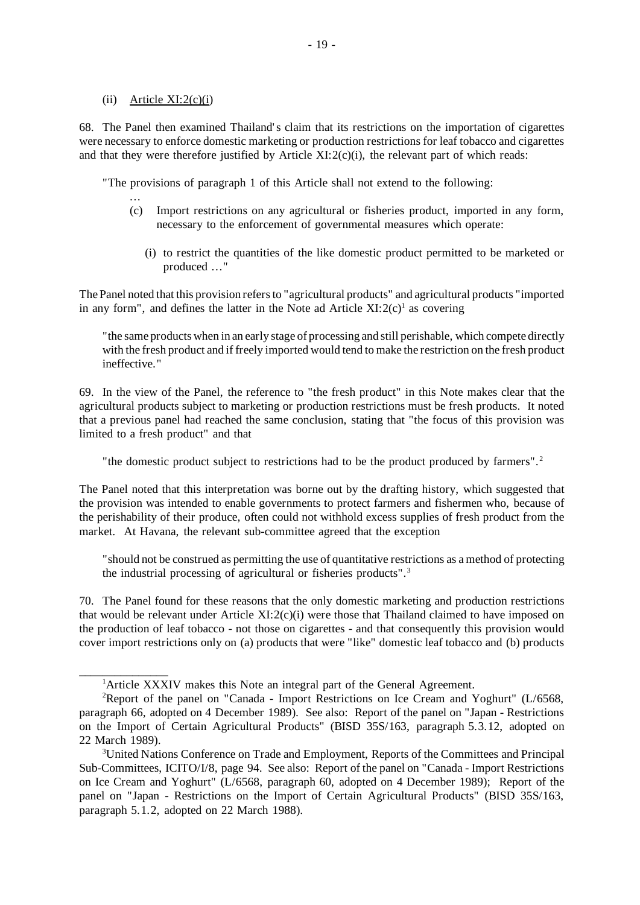(ii) Article XI:2(c)(i)

68. The Panel then examined Thailand's claim that its restrictions on the importation of cigarettes were necessary to enforce domestic marketing or production restrictions for leaf tobacco and cigarettes and that they were therefore justified by Article XI:2(c)(i), the relevant part of which reads:

> "The provisions of paragraph 1 of this Article shall not extend to the following:
>
> …
>
> (c) Import restrictions on any agricultural or fisheries product, imported in any form, necessary to the enforcement of governmental measures which operate:
>
> (i) to restrict the quantities of the like domestic product permitted to be marketed or produced …"

The Panel noted that this provision refers to "agricultural products" and agricultural products "imported in any form", and defines the latter in the Note ad Article XI:2(c)[1] as covering

> "the same products when in an early stage of processing and still perishable, which compete directly with the fresh product and if freely imported would tend to make the restriction on the fresh product ineffective."

69. In the view of the Panel, the reference to "the fresh product" in this Note makes clear that the agricultural products subject to marketing or production restrictions must be fresh products. It noted that a previous panel had reached the same conclusion, stating that "the focus of this provision was limited to a fresh product" and that

> "the domestic product subject to restrictions had to be the product produced by farmers".[2]

The Panel noted that this interpretation was borne out by the drafting history, which suggested that the provision was intended to enable governments to protect farmers and fishermen who, because of the perishability of their produce, often could not withhold excess supplies of fresh product from the market. At Havana, the relevant sub-committee agreed that the exception

> "should not be construed as permitting the use of quantitative restrictions as a method of protecting the industrial processing of agricultural or fisheries products".[3]

70. The Panel found for these reasons that the only domestic marketing and production restrictions that would be relevant under Article XI:2(c)(i) were those that Thailand claimed to have imposed on the production of leaf tobacco - not those on cigarettes - and that consequently this provision would cover import restrictions only on (a) products that were "like" domestic leaf tobacco and (b) products

---

[1]Article XXXIV makes this Note an integral part of the General Agreement.

[2]Report of the panel on "Canada - Import Restrictions on Ice Cream and Yoghurt" (L/6568, paragraph 66, adopted on 4 December 1989). See also: Report of the panel on "Japan - Restrictions on the Import of Certain Agricultural Products" (BISD 35S/163, paragraph 5.3.12, adopted on 22 March 1989).

[3]United Nations Conference on Trade and Employment, Reports of the Committees and Principal Sub-Committees, ICITO/I/8, page 94. See also: Report of the panel on "Canada - Import Restrictions on Ice Cream and Yoghurt" (L/6568, paragraph 60, adopted on 4 December 1989); Report of the panel on "Japan - Restrictions on the Import of Certain Agricultural Products" (BISD 35S/163, paragraph 5.1.2, adopted on 22 March 1988).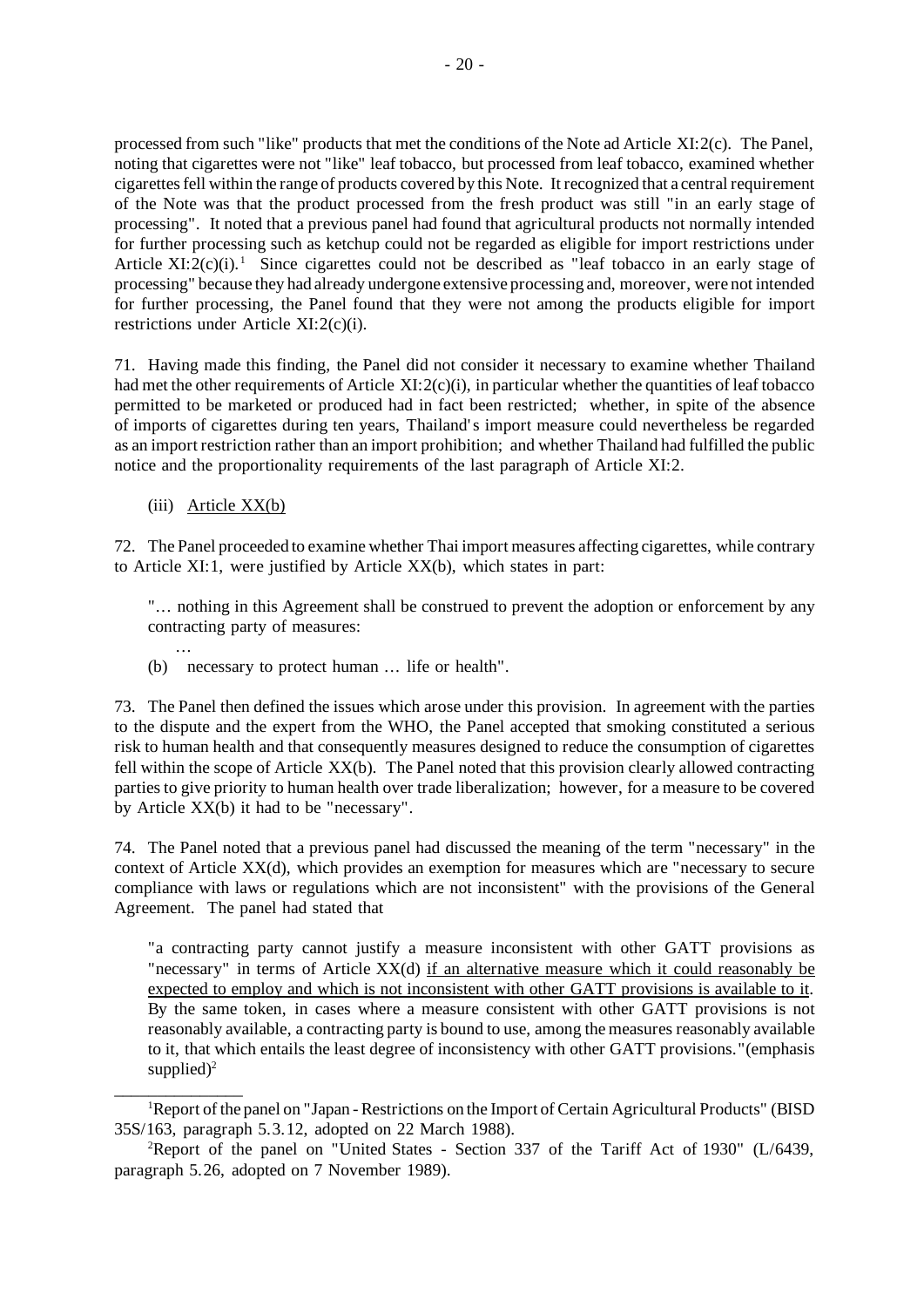processed from such "like" products that met the conditions of the Note ad Article XI:2(c). The Panel, noting that cigarettes were not "like" leaf tobacco, but processed from leaf tobacco, examined whether cigarettes fell within the range of products covered by this Note. It recognized that a central requirement of the Note was that the product processed from the fresh product was still "in an early stage of processing". It noted that a previous panel had found that agricultural products not normally intended for further processing such as ketchup could not be regarded as eligible for import restrictions under Article XI:2(c)(i).[1] Since cigarettes could not be described as "leaf tobacco in an early stage of processing" because they had already undergone extensive processing and, moreover, were not intended for further processing, the Panel found that they were not among the products eligible for import restrictions under Article XI:2(c)(i).

71. Having made this finding, the Panel did not consider it necessary to examine whether Thailand had met the other requirements of Article XI:2(c)(i), in particular whether the quantities of leaf tobacco permitted to be marketed or produced had in fact been restricted; whether, in spite of the absence of imports of cigarettes during ten years, Thailand's import measure could nevertheless be regarded as an import restriction rather than an import prohibition; and whether Thailand had fulfilled the public notice and the proportionality requirements of the last paragraph of Article XI:2.

(iii) Article XX(b)

72. The Panel proceeded to examine whether Thai import measures affecting cigarettes, while contrary to Article XI:1, were justified by Article XX(b), which states in part:

> "… nothing in this Agreement shall be construed to prevent the adoption or enforcement by any contracting party of measures:
>
> …
>
> (b) necessary to protect human … life or health".

73. The Panel then defined the issues which arose under this provision. In agreement with the parties to the dispute and the expert from the WHO, the Panel accepted that smoking constituted a serious risk to human health and that consequently measures designed to reduce the consumption of cigarettes fell within the scope of Article XX(b). The Panel noted that this provision clearly allowed contracting parties to give priority to human health over trade liberalization; however, for a measure to be covered by Article XX(b) it had to be "necessary".

74. The Panel noted that a previous panel had discussed the meaning of the term "necessary" in the context of Article XX(d), which provides an exemption for measures which are "necessary to secure compliance with laws or regulations which are not inconsistent" with the provisions of the General Agreement. The panel had stated that

> "a contracting party cannot justify a measure inconsistent with other GATT provisions as "necessary" in terms of Article XX(d) <u>if an alternative measure which it could reasonably be expected to employ and which is not inconsistent with other GATT provisions is available to it</u>. By the same token, in cases where a measure consistent with other GATT provisions is not reasonably available, a contracting party is bound to use, among the measures reasonably available to it, that which entails the least degree of inconsistency with other GATT provisions."(emphasis supplied)[2]

---

[1] Report of the panel on "Japan - Restrictions on the Import of Certain Agricultural Products" (BISD 35S/163, paragraph 5.3.12, adopted on 22 March 1988).

[2] Report of the panel on "United States - Section 337 of the Tariff Act of 1930" (L/6439, paragraph 5.26, adopted on 7 November 1989).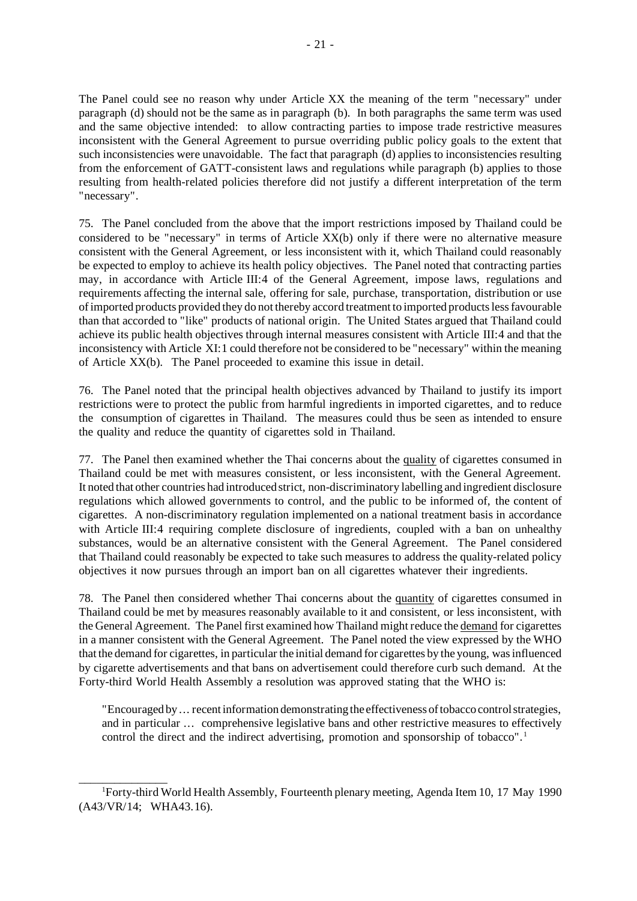The Panel could see no reason why under Article XX the meaning of the term "necessary" under paragraph (d) should not be the same as in paragraph (b). In both paragraphs the same term was used and the same objective intended: to allow contracting parties to impose trade restrictive measures inconsistent with the General Agreement to pursue overriding public policy goals to the extent that such inconsistencies were unavoidable. The fact that paragraph (d) applies to inconsistencies resulting from the enforcement of GATT-consistent laws and regulations while paragraph (b) applies to those resulting from health-related policies therefore did not justify a different interpretation of the term "necessary".

75. The Panel concluded from the above that the import restrictions imposed by Thailand could be considered to be "necessary" in terms of Article XX(b) only if there were no alternative measure consistent with the General Agreement, or less inconsistent with it, which Thailand could reasonably be expected to employ to achieve its health policy objectives. The Panel noted that contracting parties may, in accordance with Article III:4 of the General Agreement, impose laws, regulations and requirements affecting the internal sale, offering for sale, purchase, transportation, distribution or use of imported products provided they do not thereby accord treatment to imported products less favourable than that accorded to "like" products of national origin. The United States argued that Thailand could achieve its public health objectives through internal measures consistent with Article III:4 and that the inconsistency with Article XI:1 could therefore not be considered to be "necessary" within the meaning of Article XX(b). The Panel proceeded to examine this issue in detail.

76. The Panel noted that the principal health objectives advanced by Thailand to justify its import restrictions were to protect the public from harmful ingredients in imported cigarettes, and to reduce the consumption of cigarettes in Thailand. The measures could thus be seen as intended to ensure the quality and reduce the quantity of cigarettes sold in Thailand.

77. The Panel then examined whether the Thai concerns about the quality of cigarettes consumed in Thailand could be met with measures consistent, or less inconsistent, with the General Agreement. It noted that other countries had introduced strict, non-discriminatory labelling and ingredient disclosure regulations which allowed governments to control, and the public to be informed of, the content of cigarettes. A non-discriminatory regulation implemented on a national treatment basis in accordance with Article III:4 requiring complete disclosure of ingredients, coupled with a ban on unhealthy substances, would be an alternative consistent with the General Agreement. The Panel considered that Thailand could reasonably be expected to take such measures to address the quality-related policy objectives it now pursues through an import ban on all cigarettes whatever their ingredients.

78. The Panel then considered whether Thai concerns about the quantity of cigarettes consumed in Thailand could be met by measures reasonably available to it and consistent, or less inconsistent, with the General Agreement. The Panel first examined how Thailand might reduce the demand for cigarettes in a manner consistent with the General Agreement. The Panel noted the view expressed by the WHO that the demand for cigarettes, in particular the initial demand for cigarettes by the young, was influenced by cigarette advertisements and that bans on advertisement could therefore curb such demand. At the Forty-third World Health Assembly a resolution was approved stating that the WHO is:

> "Encouraged by … recent information demonstrating the effectiveness of tobacco control strategies, and in particular … comprehensive legislative bans and other restrictive measures to effectively control the direct and the indirect advertising, promotion and sponsorship of tobacco".[1]

---

[1] Forty-third World Health Assembly, Fourteenth plenary meeting, Agenda Item 10, 17 May 1990 (A43/VR/14; WHA43.16).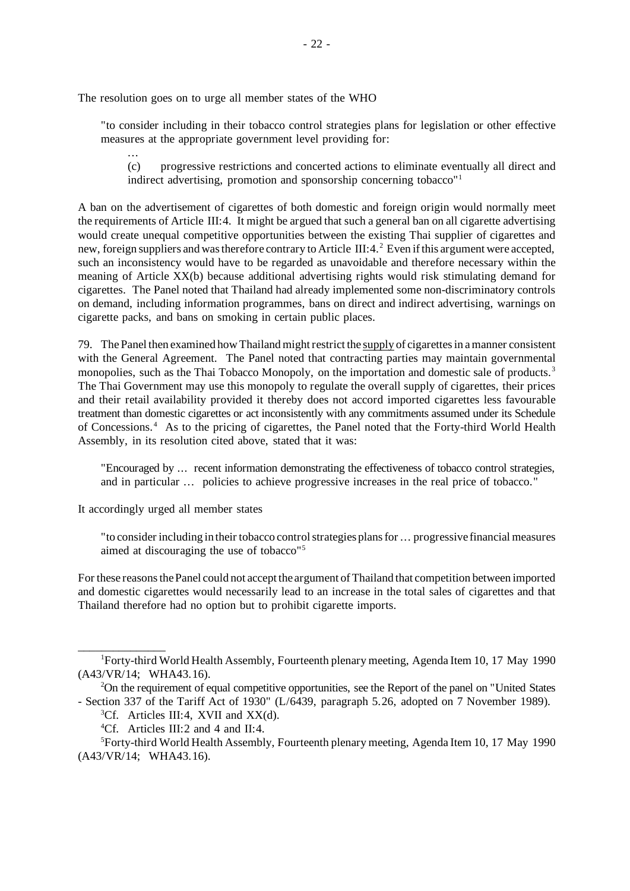The resolution goes on to urge all member states of the WHO

> "to consider including in their tobacco control strategies plans for legislation or other effective measures at the appropriate government level providing for:
>
> …
>
> (c) progressive restrictions and concerted actions to eliminate eventually all direct and indirect advertising, promotion and sponsorship concerning tobacco"[1]

A ban on the advertisement of cigarettes of both domestic and foreign origin would normally meet the requirements of Article III:4. It might be argued that such a general ban on all cigarette advertising would create unequal competitive opportunities between the existing Thai supplier of cigarettes and new, foreign suppliers and was therefore contrary to Article III:4.[2] Even if this argument were accepted, such an inconsistency would have to be regarded as unavoidable and therefore necessary within the meaning of Article XX(b) because additional advertising rights would risk stimulating demand for cigarettes. The Panel noted that Thailand had already implemented some non-discriminatory controls on demand, including information programmes, bans on direct and indirect advertising, warnings on cigarette packs, and bans on smoking in certain public places.

79. The Panel then examined how Thailand might restrict the <u>supply</u> of cigarettes in a manner consistent with the General Agreement. The Panel noted that contracting parties may maintain governmental monopolies, such as the Thai Tobacco Monopoly, on the importation and domestic sale of products.[3] The Thai Government may use this monopoly to regulate the overall supply of cigarettes, their prices and their retail availability provided it thereby does not accord imported cigarettes less favourable treatment than domestic cigarettes or act inconsistently with any commitments assumed under its Schedule of Concessions.[4] As to the pricing of cigarettes, the Panel noted that the Forty-third World Health Assembly, in its resolution cited above, stated that it was:

> "Encouraged by … recent information demonstrating the effectiveness of tobacco control strategies, and in particular … policies to achieve progressive increases in the real price of tobacco."

It accordingly urged all member states

> "to consider including in their tobacco control strategies plans for … progressive financial measures aimed at discouraging the use of tobacco"[5]

For these reasons the Panel could not accept the argument of Thailand that competition between imported and domestic cigarettes would necessarily lead to an increase in the total sales of cigarettes and that Thailand therefore had no option but to prohibit cigarette imports.

---

[1] Forty-third World Health Assembly, Fourteenth plenary meeting, Agenda Item 10, 17 May 1990 (A43/VR/14; WHA43.16).

[2] On the requirement of equal competitive opportunities, see the Report of the panel on "United States - Section 337 of the Tariff Act of 1930" (L/6439, paragraph 5.26, adopted on 7 November 1989).

[3] Cf. Articles III:4, XVII and XX(d).

[4] Cf. Articles III:2 and 4 and II:4.

[5] Forty-third World Health Assembly, Fourteenth plenary meeting, Agenda Item 10, 17 May 1990 (A43/VR/14; WHA43.16).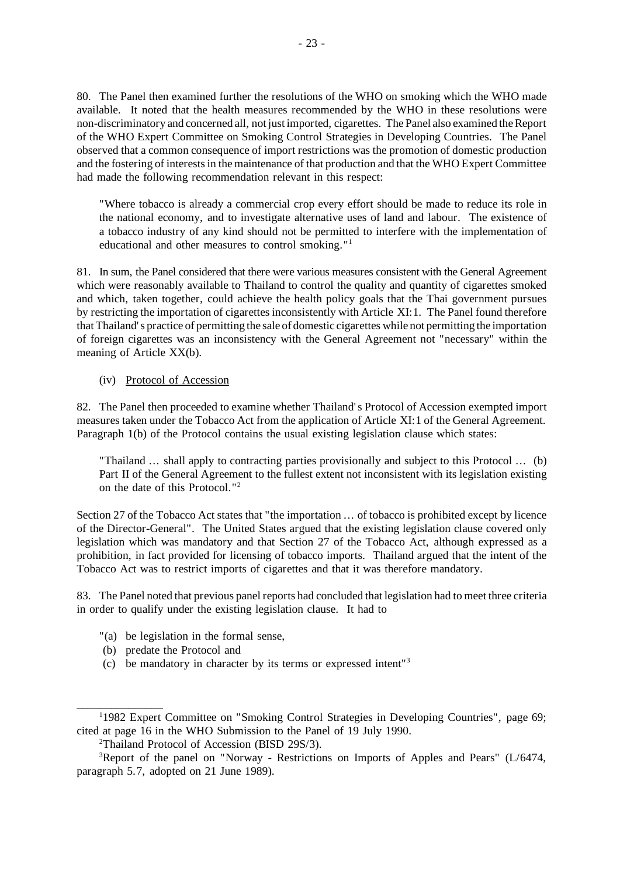80. The Panel then examined further the resolutions of the WHO on smoking which the WHO made available. It noted that the health measures recommended by the WHO in these resolutions were non-discriminatory and concerned all, not just imported, cigarettes. The Panel also examined the Report of the WHO Expert Committee on Smoking Control Strategies in Developing Countries. The Panel observed that a common consequence of import restrictions was the promotion of domestic production and the fostering of interests in the maintenance of that production and that the WHO Expert Committee had made the following recommendation relevant in this respect:

> "Where tobacco is already a commercial crop every effort should be made to reduce its role in the national economy, and to investigate alternative uses of land and labour. The existence of a tobacco industry of any kind should not be permitted to interfere with the implementation of educational and other measures to control smoking."[1]

81. In sum, the Panel considered that there were various measures consistent with the General Agreement which were reasonably available to Thailand to control the quality and quantity of cigarettes smoked and which, taken together, could achieve the health policy goals that the Thai government pursues by restricting the importation of cigarettes inconsistently with Article XI:1. The Panel found therefore that Thailand's practice of permitting the sale of domestic cigarettes while not permitting the importation of foreign cigarettes was an inconsistency with the General Agreement not "necessary" within the meaning of Article XX(b).

(iv) Protocol of Accession

82. The Panel then proceeded to examine whether Thailand's Protocol of Accession exempted import measures taken under the Tobacco Act from the application of Article XI:1 of the General Agreement. Paragraph 1(b) of the Protocol contains the usual existing legislation clause which states:

> "Thailand … shall apply to contracting parties provisionally and subject to this Protocol … (b) Part II of the General Agreement to the fullest extent not inconsistent with its legislation existing on the date of this Protocol."[2]

Section 27 of the Tobacco Act states that "the importation … of tobacco is prohibited except by licence of the Director-General". The United States argued that the existing legislation clause covered only legislation which was mandatory and that Section 27 of the Tobacco Act, although expressed as a prohibition, in fact provided for licensing of tobacco imports. Thailand argued that the intent of the Tobacco Act was to restrict imports of cigarettes and that it was therefore mandatory.

83. The Panel noted that previous panel reports had concluded that legislation had to meet three criteria in order to qualify under the existing legislation clause. It had to

> "(a) be legislation in the formal sense,
> (b) predate the Protocol and
> (c) be mandatory in character by its terms or expressed intent"[3]

---

[1] 1982 Expert Committee on "Smoking Control Strategies in Developing Countries", page 69; cited at page 16 in the WHO Submission to the Panel of 19 July 1990.

[2] Thailand Protocol of Accession (BISD 29S/3).

[3] Report of the panel on "Norway - Restrictions on Imports of Apples and Pears" (L/6474, paragraph 5.7, adopted on 21 June 1989).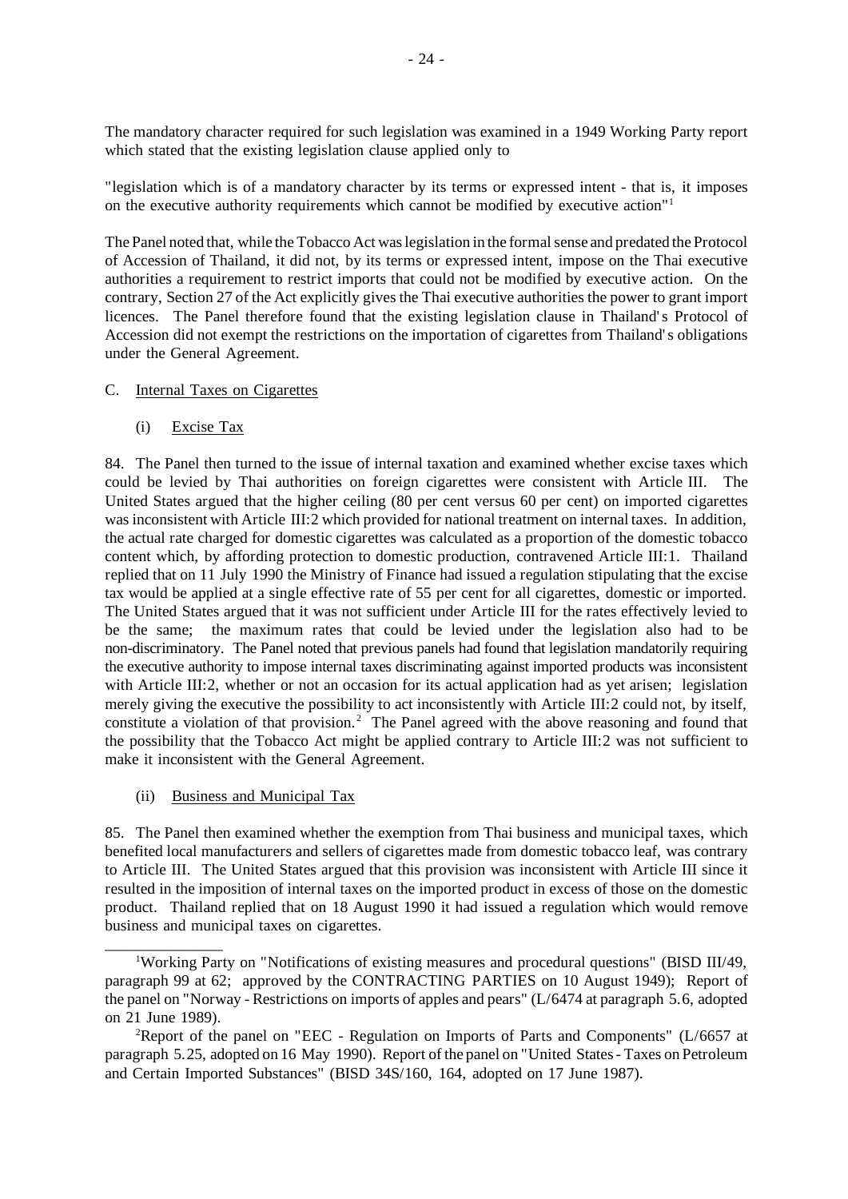The mandatory character required for such legislation was examined in a 1949 Working Party report which stated that the existing legislation clause applied only to

"legislation which is of a mandatory character by its terms or expressed intent - that is, it imposes on the executive authority requirements which cannot be modified by executive action"[1]

The Panel noted that, while the Tobacco Act was legislation in the formal sense and predated the Protocol of Accession of Thailand, it did not, by its terms or expressed intent, impose on the Thai executive authorities a requirement to restrict imports that could not be modified by executive action. On the contrary, Section 27 of the Act explicitly gives the Thai executive authorities the power to grant import licences. The Panel therefore found that the existing legislation clause in Thailand's Protocol of Accession did not exempt the restrictions on the importation of cigarettes from Thailand's obligations under the General Agreement.

C. Internal Taxes on Cigarettes

(i) Excise Tax

84. The Panel then turned to the issue of internal taxation and examined whether excise taxes which could be levied by Thai authorities on foreign cigarettes were consistent with Article III. The United States argued that the higher ceiling (80 per cent versus 60 per cent) on imported cigarettes was inconsistent with Article III:2 which provided for national treatment on internal taxes. In addition, the actual rate charged for domestic cigarettes was calculated as a proportion of the domestic tobacco content which, by affording protection to domestic production, contravened Article III:1. Thailand replied that on 11 July 1990 the Ministry of Finance had issued a regulation stipulating that the excise tax would be applied at a single effective rate of 55 per cent for all cigarettes, domestic or imported. The United States argued that it was not sufficient under Article III for the rates effectively levied to be the same; the maximum rates that could be levied under the legislation also had to be non-discriminatory. The Panel noted that previous panels had found that legislation mandatorily requiring the executive authority to impose internal taxes discriminating against imported products was inconsistent with Article III:2, whether or not an occasion for its actual application had as yet arisen; legislation merely giving the executive the possibility to act inconsistently with Article III:2 could not, by itself, constitute a violation of that provision.[2] The Panel agreed with the above reasoning and found that the possibility that the Tobacco Act might be applied contrary to Article III:2 was not sufficient to make it inconsistent with the General Agreement.

(ii) Business and Municipal Tax

85. The Panel then examined whether the exemption from Thai business and municipal taxes, which benefited local manufacturers and sellers of cigarettes made from domestic tobacco leaf, was contrary to Article III. The United States argued that this provision was inconsistent with Article III since it resulted in the imposition of internal taxes on the imported product in excess of those on the domestic product. Thailand replied that on 18 August 1990 it had issued a regulation which would remove business and municipal taxes on cigarettes.

---

[1] Working Party on "Notifications of existing measures and procedural questions" (BISD III/49, paragraph 99 at 62; approved by the CONTRACTING PARTIES on 10 August 1949); Report of the panel on "Norway - Restrictions on imports of apples and pears" (L/6474 at paragraph 5.6, adopted on 21 June 1989).

[2] Report of the panel on "EEC - Regulation on Imports of Parts and Components" (L/6657 at paragraph 5.25, adopted on 16 May 1990). Report of the panel on "United States - Taxes on Petroleum and Certain Imported Substances" (BISD 34S/160, 164, adopted on 17 June 1987).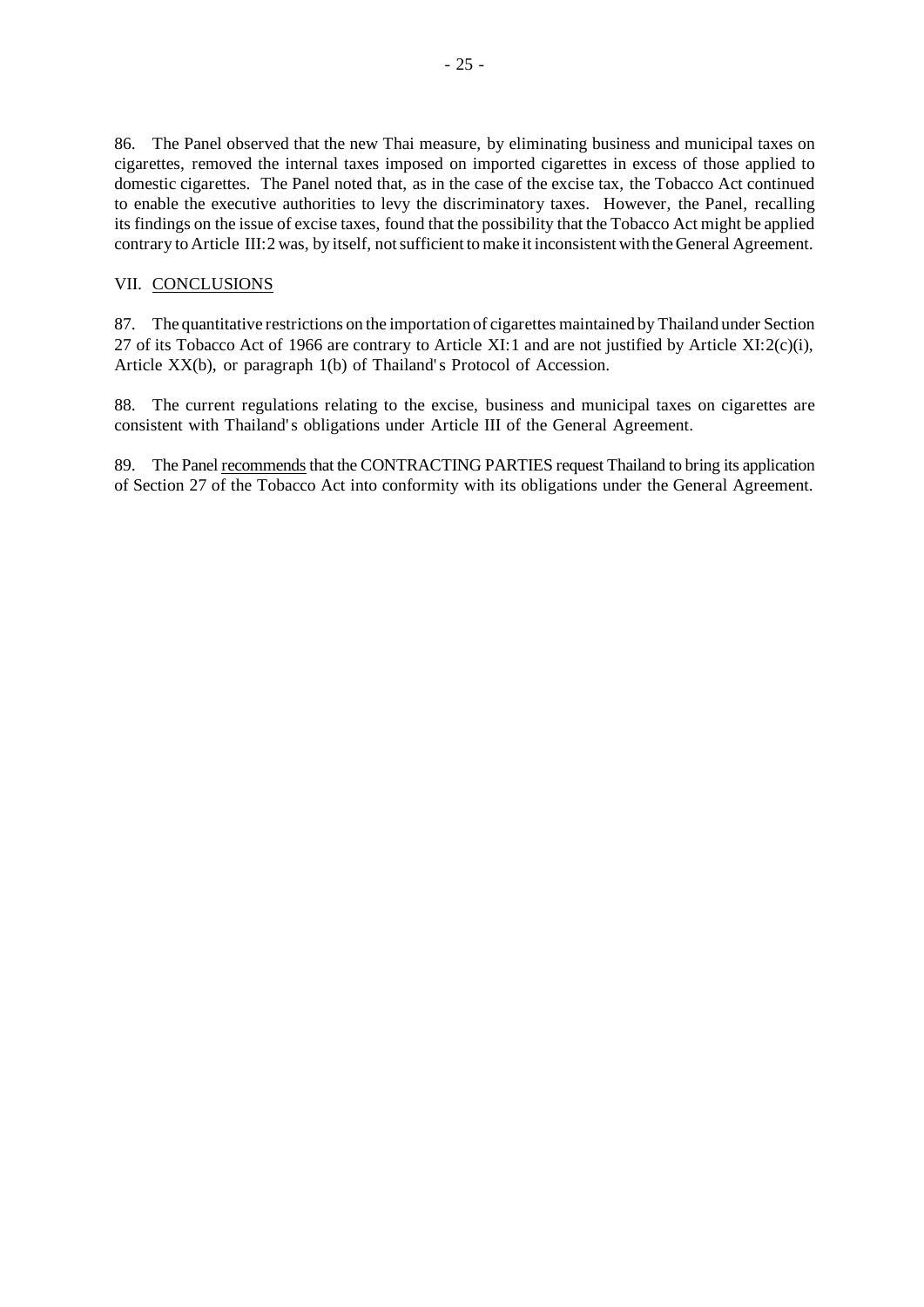86. The Panel observed that the new Thai measure, by eliminating business and municipal taxes on cigarettes, removed the internal taxes imposed on imported cigarettes in excess of those applied to domestic cigarettes. The Panel noted that, as in the case of the excise tax, the Tobacco Act continued to enable the executive authorities to levy the discriminatory taxes. However, the Panel, recalling its findings on the issue of excise taxes, found that the possibility that the Tobacco Act might be applied contrary to Article III:2 was, by itself, not sufficient to make it inconsistent with the General Agreement.

## VII. CONCLUSIONS

87. The quantitative restrictions on the importation of cigarettes maintained by Thailand under Section 27 of its Tobacco Act of 1966 are contrary to Article XI:1 and are not justified by Article XI:2(c)(i), Article XX(b), or paragraph 1(b) of Thailand's Protocol of Accession.

88. The current regulations relating to the excise, business and municipal taxes on cigarettes are consistent with Thailand's obligations under Article III of the General Agreement.

89. The Panel recommends that the CONTRACTING PARTIES request Thailand to bring its application of Section 27 of the Tobacco Act into conformity with its obligations under the General Agreement.